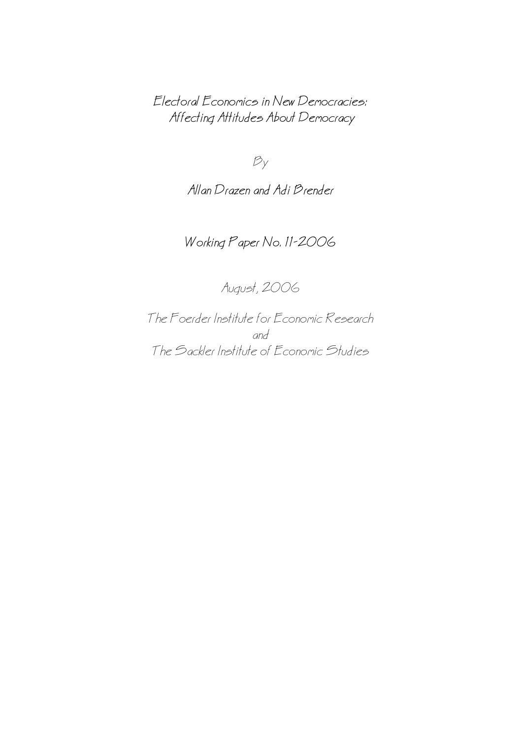# Electoral Economics in New Democracies: Affecting Attitudes About Democracy

By

Allan Drazen and Adi Brender

Working Paper No. 11-2006

August, 2006

The Foerder Institute for Economic Research
and
The Sackler Institute of Economic Studies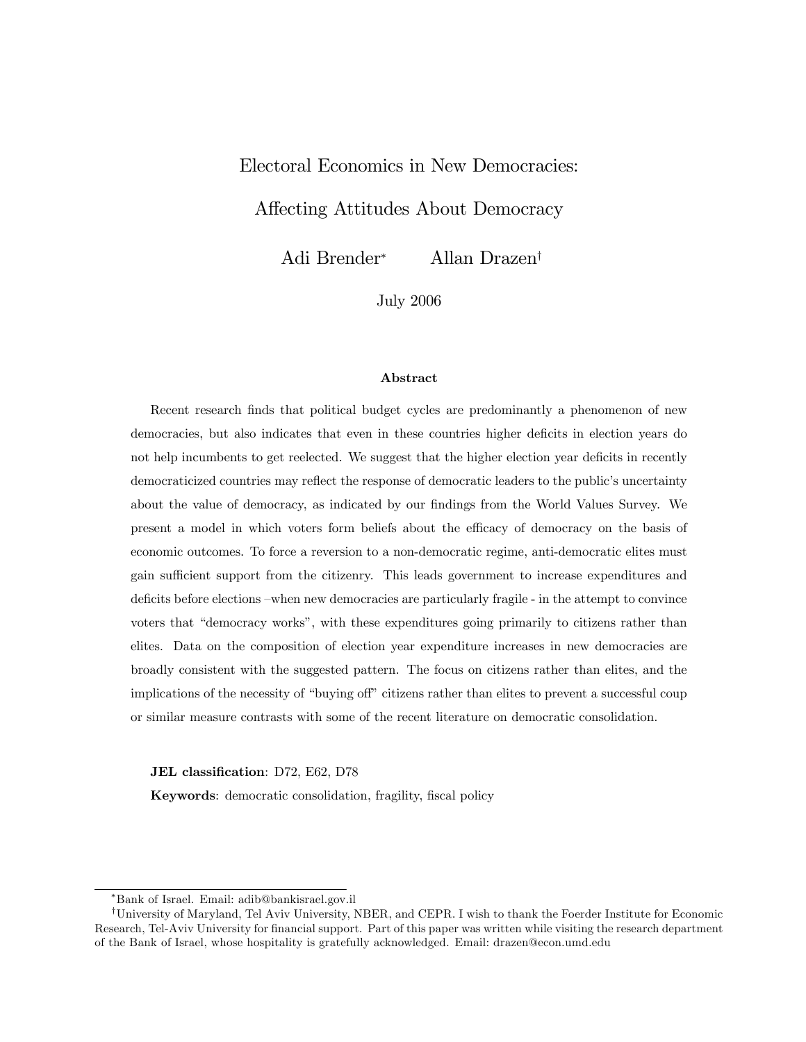# Electoral Economics in New Democracies:

# Affecting Attitudes About Democracy

Adi Brender* Allan Drazen†

July 2006

### Abstract

Recent research finds that political budget cycles are predominantly a phenomenon of new democracies, but also indicates that even in these countries higher deficits in election years do not help incumbents to get reelected. We suggest that the higher election year deficits in recently democraticized countries may reflect the response of democratic leaders to the public's uncertainty about the value of democracy, as indicated by our findings from the World Values Survey. We present a model in which voters form beliefs about the efficacy of democracy on the basis of economic outcomes. To force a reversion to a non-democratic regime, anti-democratic elites must gain sufficient support from the citizenry. This leads government to increase expenditures and deficits before elections –when new democracies are particularly fragile - in the attempt to convince voters that "democracy works", with these expenditures going primarily to citizens rather than elites. Data on the composition of election year expenditure increases in new democracies are broadly consistent with the suggested pattern. The focus on citizens rather than elites, and the implications of the necessity of "buying off" citizens rather than elites to prevent a successful coup or similar measure contrasts with some of the recent literature on democratic consolidation.

**JEL classification**: D72, E62, D78

**Keywords**: democratic consolidation, fragility, fiscal policy

---

*Bank of Israel. Email: adib@bankisrael.gov.il

†University of Maryland, Tel Aviv University, NBER, and CEPR. I wish to thank the Foerder Institute for Economic Research, Tel-Aviv University for financial support. Part of this paper was written while visiting the research department of the Bank of Israel, whose hospitality is gratefully acknowledged. Email: drazen@econ.umd.edu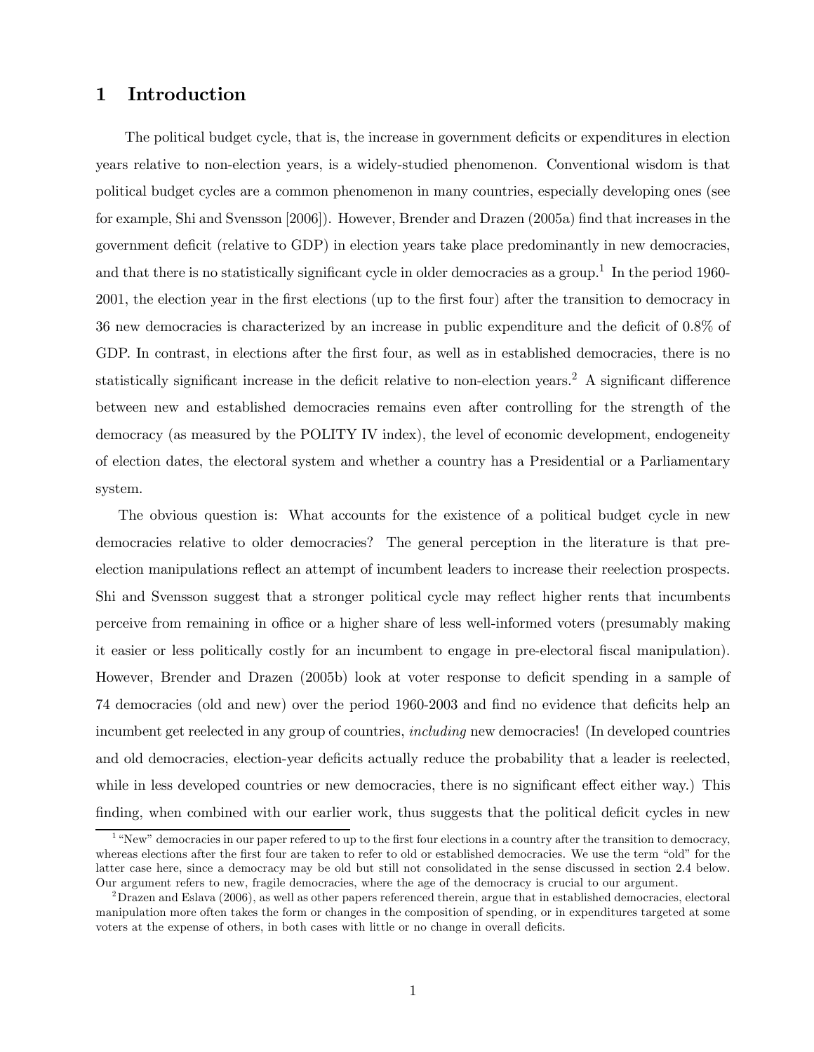# 1 Introduction

The political budget cycle, that is, the increase in government deficits or expenditures in election years relative to non-election years, is a widely-studied phenomenon. Conventional wisdom is that political budget cycles are a common phenomenon in many countries, especially developing ones (see for example, Shi and Svensson [2006]). However, Brender and Drazen (2005a) find that increases in the government deficit (relative to GDP) in election years take place predominantly in new democracies, and that there is no statistically significant cycle in older democracies as a group.[1] In the period 1960-2001, the election year in the first elections (up to the first four) after the transition to democracy in 36 new democracies is characterized by an increase in public expenditure and the deficit of 0.8% of GDP. In contrast, in elections after the first four, as well as in established democracies, there is no statistically significant increase in the deficit relative to non-election years.[2] A significant difference between new and established democracies remains even after controlling for the strength of the democracy (as measured by the POLITY IV index), the level of economic development, endogeneity of election dates, the electoral system and whether a country has a Presidential or a Parliamentary system.

The obvious question is: What accounts for the existence of a political budget cycle in new democracies relative to older democracies? The general perception in the literature is that pre-election manipulations reflect an attempt of incumbent leaders to increase their reelection prospects. Shi and Svensson suggest that a stronger political cycle may reflect higher rents that incumbents perceive from remaining in office or a higher share of less well-informed voters (presumably making it easier or less politically costly for an incumbent to engage in pre-electoral fiscal manipulation). However, Brender and Drazen (2005b) look at voter response to deficit spending in a sample of 74 democracies (old and new) over the period 1960-2003 and find no evidence that deficits help an incumbent get reelected in any group of countries, *including* new democracies! (In developed countries and old democracies, election-year deficits actually reduce the probability that a leader is reelected, while in less developed countries or new democracies, there is no significant effect either way.) This finding, when combined with our earlier work, thus suggests that the political deficit cycles in new

[1] "New" democracies in our paper refered to up to the first four elections in a country after the transition to democracy, whereas elections after the first four are taken to refer to old or established democracies. We use the term "old" for the latter case here, since a democracy may be old but still not consolidated in the sense discussed in section 2.4 below. Our argument refers to new, fragile democracies, where the age of the democracy is crucial to our argument.

[2] Drazen and Eslava (2006), as well as other papers referenced therein, argue that in established democracies, electoral manipulation more often takes the form or changes in the composition of spending, or in expenditures targeted at some voters at the expense of others, in both cases with little or no change in overall deficits.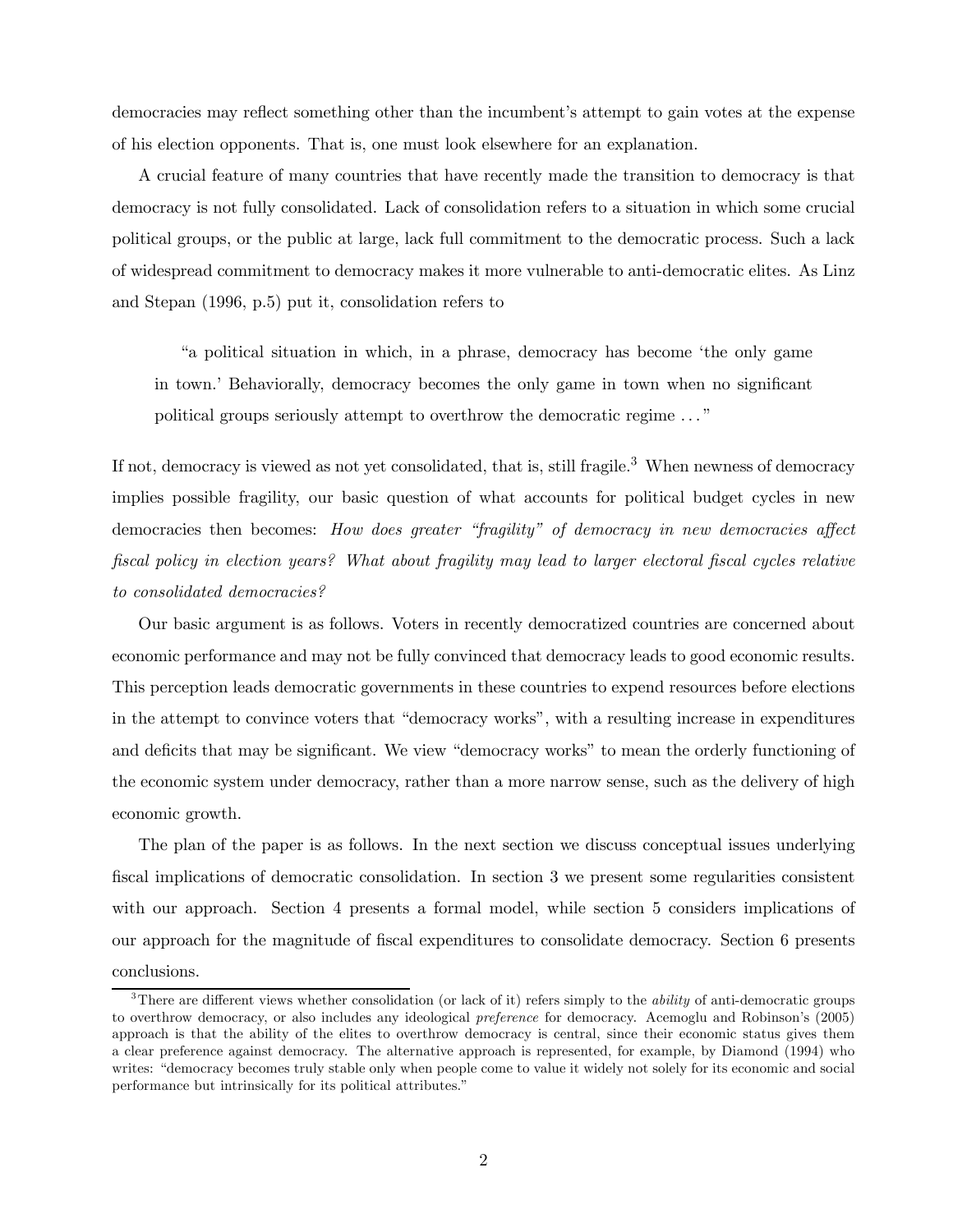democracies may reflect something other than the incumbent's attempt to gain votes at the expense of his election opponents. That is, one must look elsewhere for an explanation.

A crucial feature of many countries that have recently made the transition to democracy is that democracy is not fully consolidated. Lack of consolidation refers to a situation in which some crucial political groups, or the public at large, lack full commitment to the democratic process. Such a lack of widespread commitment to democracy makes it more vulnerable to anti-democratic elites. As Linz and Stepan (1996, p.5) put it, consolidation refers to

> "a political situation in which, in a phrase, democracy has become 'the only game in town.' Behaviorally, democracy becomes the only game in town when no significant political groups seriously attempt to overthrow the democratic regime ..."

If not, democracy is viewed as not yet consolidated, that is, still fragile.[3] When newness of democracy implies possible fragility, our basic question of what accounts for political budget cycles in new democracies then becomes: *How does greater "fragility" of democracy in new democracies affect fiscal policy in election years? What about fragility may lead to larger electoral fiscal cycles relative to consolidated democracies?*

Our basic argument is as follows. Voters in recently democratized countries are concerned about economic performance and may not be fully convinced that democracy leads to good economic results. This perception leads democratic governments in these countries to expend resources before elections in the attempt to convince voters that "democracy works", with a resulting increase in expenditures and deficits that may be significant. We view "democracy works" to mean the orderly functioning of the economic system under democracy, rather than a more narrow sense, such as the delivery of high economic growth.

The plan of the paper is as follows. In the next section we discuss conceptual issues underlying fiscal implications of democratic consolidation. In section 3 we present some regularities consistent with our approach. Section 4 presents a formal model, while section 5 considers implications of our approach for the magnitude of fiscal expenditures to consolidate democracy. Section 6 presents conclusions.

[3] There are different views whether consolidation (or lack of it) refers simply to the *ability* of anti-democratic groups to overthrow democracy, or also includes any ideological *preference* for democracy. Acemoglu and Robinson's (2005) approach is that the ability of the elites to overthrow democracy is central, since their economic status gives them a clear preference against democracy. The alternative approach is represented, for example, by Diamond (1994) who writes: "democracy becomes truly stable only when people come to value it widely not solely for its economic and social performance but intrinsically for its political attributes."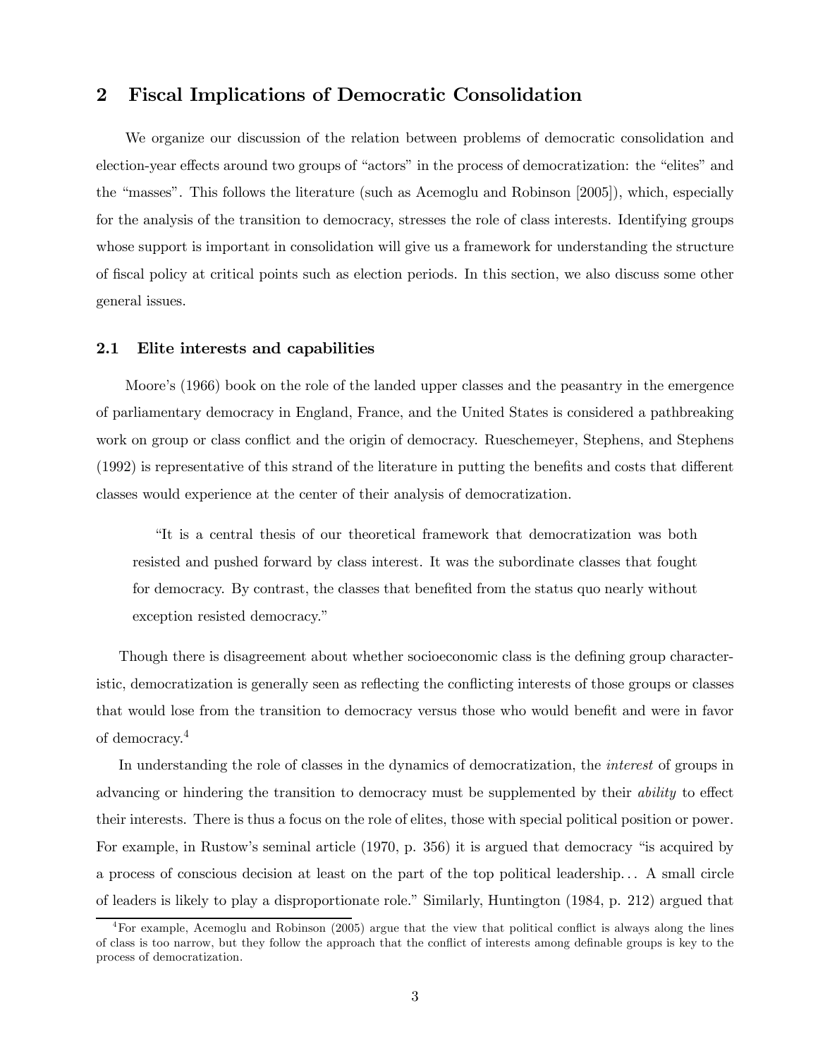## 2 Fiscal Implications of Democratic Consolidation

We organize our discussion of the relation between problems of democratic consolidation and election-year effects around two groups of "actors" in the process of democratization: the "elites" and the "masses". This follows the literature (such as Acemoglu and Robinson [2005]), which, especially for the analysis of the transition to democracy, stresses the role of class interests. Identifying groups whose support is important in consolidation will give us a framework for understanding the structure of fiscal policy at critical points such as election periods. In this section, we also discuss some other general issues.

### 2.1 Elite interests and capabilities

Moore's (1966) book on the role of the landed upper classes and the peasantry in the emergence of parliamentary democracy in England, France, and the United States is considered a pathbreaking work on group or class conflict and the origin of democracy. Rueschemeyer, Stephens, and Stephens (1992) is representative of this strand of the literature in putting the benefits and costs that different classes would experience at the center of their analysis of democratization.

> "It is a central thesis of our theoretical framework that democratization was both resisted and pushed forward by class interest. It was the subordinate classes that fought for democracy. By contrast, the classes that benefited from the status quo nearly without exception resisted democracy."

Though there is disagreement about whether socioeconomic class is the defining group characteristic, democratization is generally seen as reflecting the conflicting interests of those groups or classes that would lose from the transition to democracy versus those who would benefit and were in favor of democracy.[4]

In understanding the role of classes in the dynamics of democratization, the *interest* of groups in advancing or hindering the transition to democracy must be supplemented by their *ability* to effect their interests. There is thus a focus on the role of elites, those with special political position or power. For example, in Rustow's seminal article (1970, p. 356) it is argued that democracy "is acquired by a process of conscious decision at least on the part of the top political leadership... A small circle of leaders is likely to play a disproportionate role." Similarly, Huntington (1984, p. 212) argued that

[4] For example, Acemoglu and Robinson (2005) argue that the view that political conflict is always along the lines of class is too narrow, but they follow the approach that the conflict of interests among definable groups is key to the process of democratization.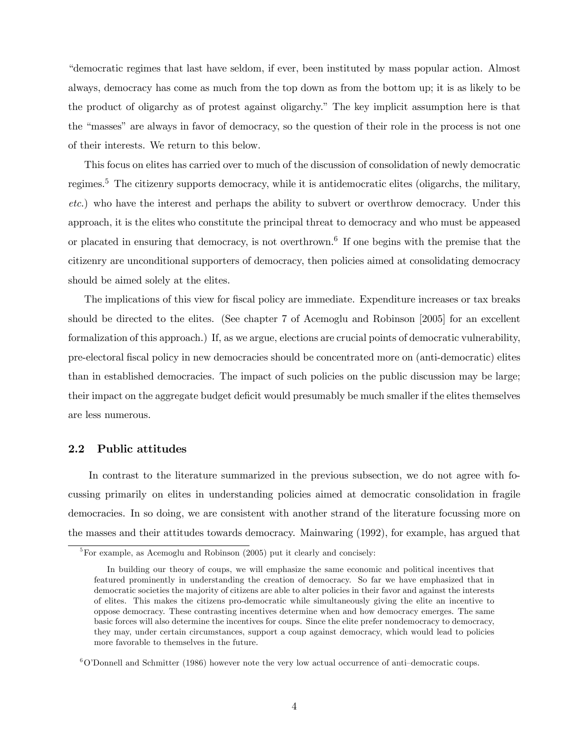"democratic regimes that last have seldom, if ever, been instituted by mass popular action. Almost always, democracy has come as much from the top down as from the bottom up; it is as likely to be the product of oligarchy as of protest against oligarchy." The key implicit assumption here is that the "masses" are always in favor of democracy, so the question of their role in the process is not one of their interests. We return to this below.

This focus on elites has carried over to much of the discussion of consolidation of newly democratic regimes.[5] The citizenry supports democracy, while it is antidemocratic elites (oligarchs, the military, *etc.*) who have the interest and perhaps the ability to subvert or overthrow democracy. Under this approach, it is the elites who constitute the principal threat to democracy and who must be appeased or placated in ensuring that democracy, is not overthrown.[6] If one begins with the premise that the citizenry are unconditional supporters of democracy, then policies aimed at consolidating democracy should be aimed solely at the elites.

The implications of this view for fiscal policy are immediate. Expenditure increases or tax breaks should be directed to the elites. (See chapter 7 of Acemoglu and Robinson [2005] for an excellent formalization of this approach.) If, as we argue, elections are crucial points of democratic vulnerability, pre-electoral fiscal policy in new democracies should be concentrated more on (anti-democratic) elites than in established democracies. The impact of such policies on the public discussion may be large; their impact on the aggregate budget deficit would presumably be much smaller if the elites themselves are less numerous.

### 2.2 Public attitudes

In contrast to the literature summarized in the previous subsection, we do not agree with focussing primarily on elites in understanding policies aimed at democratic consolidation in fragile democracies. In so doing, we are consistent with another strand of the literature focussing more on the masses and their attitudes towards democracy. Mainwaring (1992), for example, has argued that

---

[5] For example, as Acemoglu and Robinson (2005) put it clearly and concisely:

> In building our theory of coups, we will emphasize the same economic and political incentives that featured prominently in understanding the creation of democracy. So far we have emphasized that in democratic societies the majority of citizens are able to alter policies in their favor and against the interests of elites. This makes the citizens pro-democratic while simultaneously giving the elite an incentive to oppose democracy. These contrasting incentives determine when and how democracy emerges. The same basic forces will also determine the incentives for coups. Since the elite prefer nondemocracy to democracy, they may, under certain circumstances, support a coup against democracy, which would lead to policies more favorable to themselves in the future.

[6] O'Donnell and Schmitter (1986) however note the very low actual occurrence of anti–democratic coups.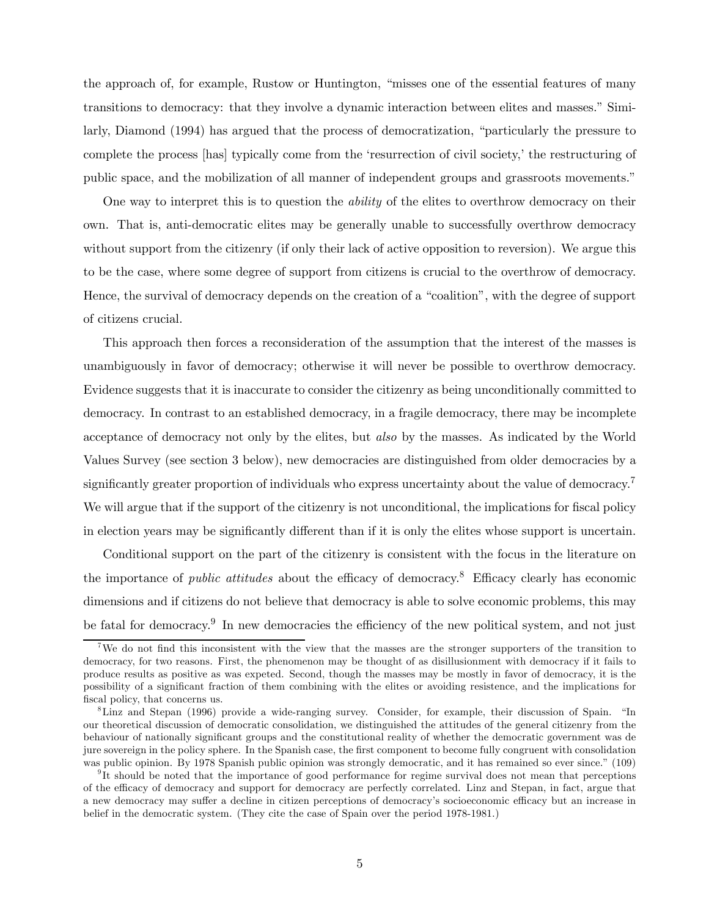the approach of, for example, Rustow or Huntington, "misses one of the essential features of many transitions to democracy: that they involve a dynamic interaction between elites and masses." Similarly, Diamond (1994) has argued that the process of democratization, "particularly the pressure to complete the process [has] typically come from the 'resurrection of civil society,' the restructuring of public space, and the mobilization of all manner of independent groups and grassroots movements."

One way to interpret this is to question the *ability* of the elites to overthrow democracy on their own. That is, anti-democratic elites may be generally unable to successfully overthrow democracy without support from the citizenry (if only their lack of active opposition to reversion). We argue this to be the case, where some degree of support from citizens is crucial to the overthrow of democracy. Hence, the survival of democracy depends on the creation of a "coalition", with the degree of support of citizens crucial.

This approach then forces a reconsideration of the assumption that the interest of the masses is unambiguously in favor of democracy; otherwise it will never be possible to overthrow democracy. Evidence suggests that it is inaccurate to consider the citizenry as being unconditionally committed to democracy. In contrast to an established democracy, in a fragile democracy, there may be incomplete acceptance of democracy not only by the elites, but *also* by the masses. As indicated by the World Values Survey (see section 3 below), new democracies are distinguished from older democracies by a significantly greater proportion of individuals who express uncertainty about the value of democracy.[7] We will argue that if the support of the citizenry is not unconditional, the implications for fiscal policy in election years may be significantly different than if it is only the elites whose support is uncertain.

Conditional support on the part of the citizenry is consistent with the focus in the literature on the importance of *public attitudes* about the efficacy of democracy.[8] Efficacy clearly has economic dimensions and if citizens do not believe that democracy is able to solve economic problems, this may be fatal for democracy.[9] In new democracies the efficiency of the new political system, and not just

---

[7] We do not find this inconsistent with the view that the masses are the stronger supporters of the transition to democracy, for two reasons. First, the phenomenon may be thought of as disillusionment with democracy if it fails to produce results as positive as was expeted. Second, though the masses may be mostly in favor of democracy, it is the possibility of a significant fraction of them combining with the elites or avoiding resistence, and the implications for fiscal policy, that concerns us.

[8] Linz and Stepan (1996) provide a wide-ranging survey. Consider, for example, their discussion of Spain. "In our theoretical discussion of democratic consolidation, we distinguished the attitudes of the general citizenry from the behaviour of nationally significant groups and the constitutional reality of whether the democratic government was de jure sovereign in the policy sphere. In the Spanish case, the first component to become fully congruent with consolidation was public opinion. By 1978 Spanish public opinion was strongly democratic, and it has remained so ever since." (109)

[9] It should be noted that the importance of good performance for regime survival does not mean that perceptions of the efficacy of democracy and support for democracy are perfectly correlated. Linz and Stepan, in fact, argue that a new democracy may suffer a decline in citizen perceptions of democracy's socioeconomic efficacy but an increase in belief in the democratic system. (They cite the case of Spain over the period 1978-1981.)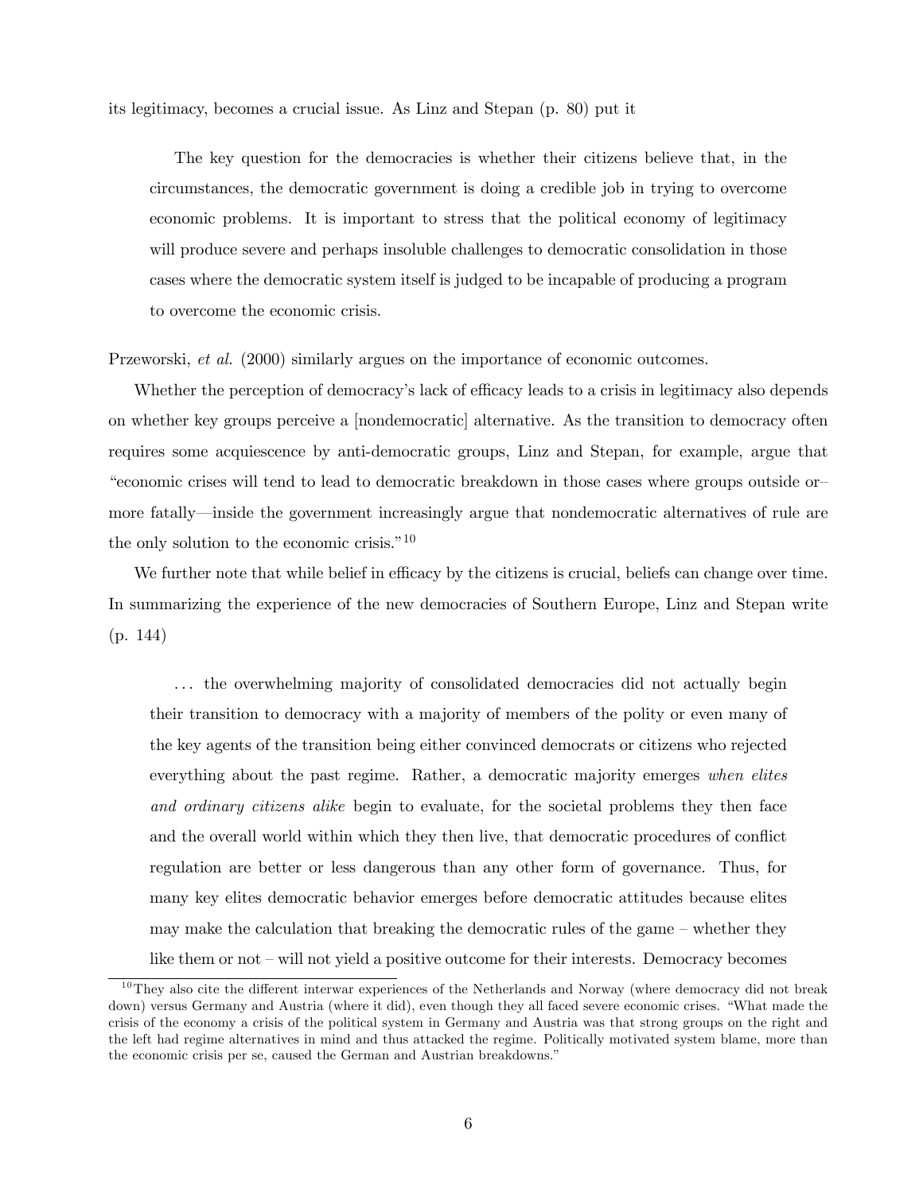its legitimacy, becomes a crucial issue. As Linz and Stepan (p. 80) put it

> The key question for the democracies is whether their citizens believe that, in the circumstances, the democratic government is doing a credible job in trying to overcome economic problems. It is important to stress that the political economy of legitimacy will produce severe and perhaps insoluble challenges to democratic consolidation in those cases where the democratic system itself is judged to be incapable of producing a program to overcome the economic crisis.

Przeworski, *et al.* (2000) similarly argues on the importance of economic outcomes.

Whether the perception of democracy's lack of efficacy leads to a crisis in legitimacy also depends on whether key groups perceive a [nondemocratic] alternative. As the transition to democracy often requires some acquiescence by anti-democratic groups, Linz and Stepan, for example, argue that "economic crises will tend to lead to democratic breakdown in those cases where groups outside or—more fatally—inside the government increasingly argue that nondemocratic alternatives of rule are the only solution to the economic crisis."[10]

We further note that while belief in efficacy by the citizens is crucial, beliefs can change over time. In summarizing the experience of the new democracies of Southern Europe, Linz and Stepan write (p. 144)

> ... the overwhelming majority of consolidated democracies did not actually begin their transition to democracy with a majority of members of the polity or even many of the key agents of the transition being either convinced democrats or citizens who rejected everything about the past regime. Rather, a democratic majority emerges *when elites and ordinary citizens alike* begin to evaluate, for the societal problems they then face and the overall world within which they then live, that democratic procedures of conflict regulation are better or less dangerous than any other form of governance. Thus, for many key elites democratic behavior emerges before democratic attitudes because elites may make the calculation that breaking the democratic rules of the game – whether they like them or not – will not yield a positive outcome for their interests. Democracy becomes

[10] They also cite the different interwar experiences of the Netherlands and Norway (where democracy did not break down) versus Germany and Austria (where it did), even though they all faced severe economic crises. "What made the crisis of the economy a crisis of the political system in Germany and Austria was that strong groups on the right and the left had regime alternatives in mind and thus attacked the regime. Politically motivated system blame, more than the economic crisis per se, caused the German and Austrian breakdowns."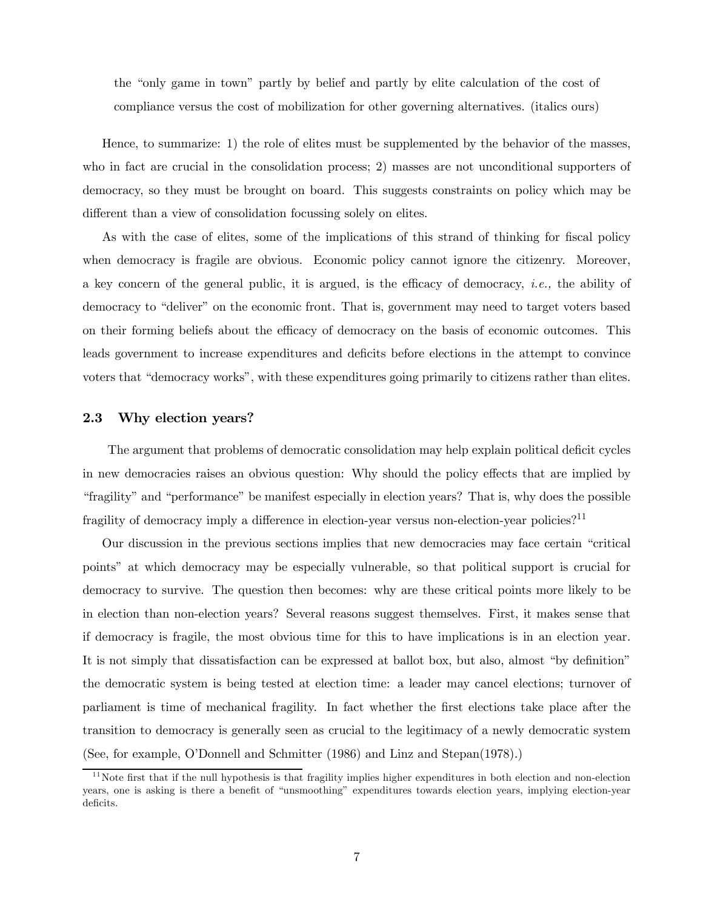> the "only game in town" partly by belief and partly by elite calculation of the cost of compliance versus the cost of mobilization for other governing alternatives. (italics ours)

Hence, to summarize: 1) the role of elites must be supplemented by the behavior of the masses, who in fact are crucial in the consolidation process; 2) masses are not unconditional supporters of democracy, so they must be brought on board. This suggests constraints on policy which may be different than a view of consolidation focussing solely on elites.

As with the case of elites, some of the implications of this strand of thinking for fiscal policy when democracy is fragile are obvious. Economic policy cannot ignore the citizenry. Moreover, a key concern of the general public, it is argued, is the efficacy of democracy, *i.e.,* the ability of democracy to "deliver" on the economic front. That is, government may need to target voters based on their forming beliefs about the efficacy of democracy on the basis of economic outcomes. This leads government to increase expenditures and deficits before elections in the attempt to convince voters that "democracy works", with these expenditures going primarily to citizens rather than elites.

### 2.3 Why election years?

The argument that problems of democratic consolidation may help explain political deficit cycles in new democracies raises an obvious question: Why should the policy effects that are implied by "fragility" and "performance" be manifest especially in election years? That is, why does the possible fragility of democracy imply a difference in election-year versus non-election-year policies?[11]

Our discussion in the previous sections implies that new democracies may face certain "critical points" at which democracy may be especially vulnerable, so that political support is crucial for democracy to survive. The question then becomes: why are these critical points more likely to be in election than non-election years? Several reasons suggest themselves. First, it makes sense that if democracy is fragile, the most obvious time for this to have implications is in an election year. It is not simply that dissatisfaction can be expressed at ballot box, but also, almost "by definition" the democratic system is being tested at election time: a leader may cancel elections; turnover of parliament is time of mechanical fragility. In fact whether the first elections take place after the transition to democracy is generally seen as crucial to the legitimacy of a newly democratic system (See, for example, O'Donnell and Schmitter (1986) and Linz and Stepan(1978).)

[11] Note first that if the null hypothesis is that fragility implies higher expenditures in both election and non-election years, one is asking is there a benefit of "unsmoothing" expenditures towards election years, implying election-year deficits.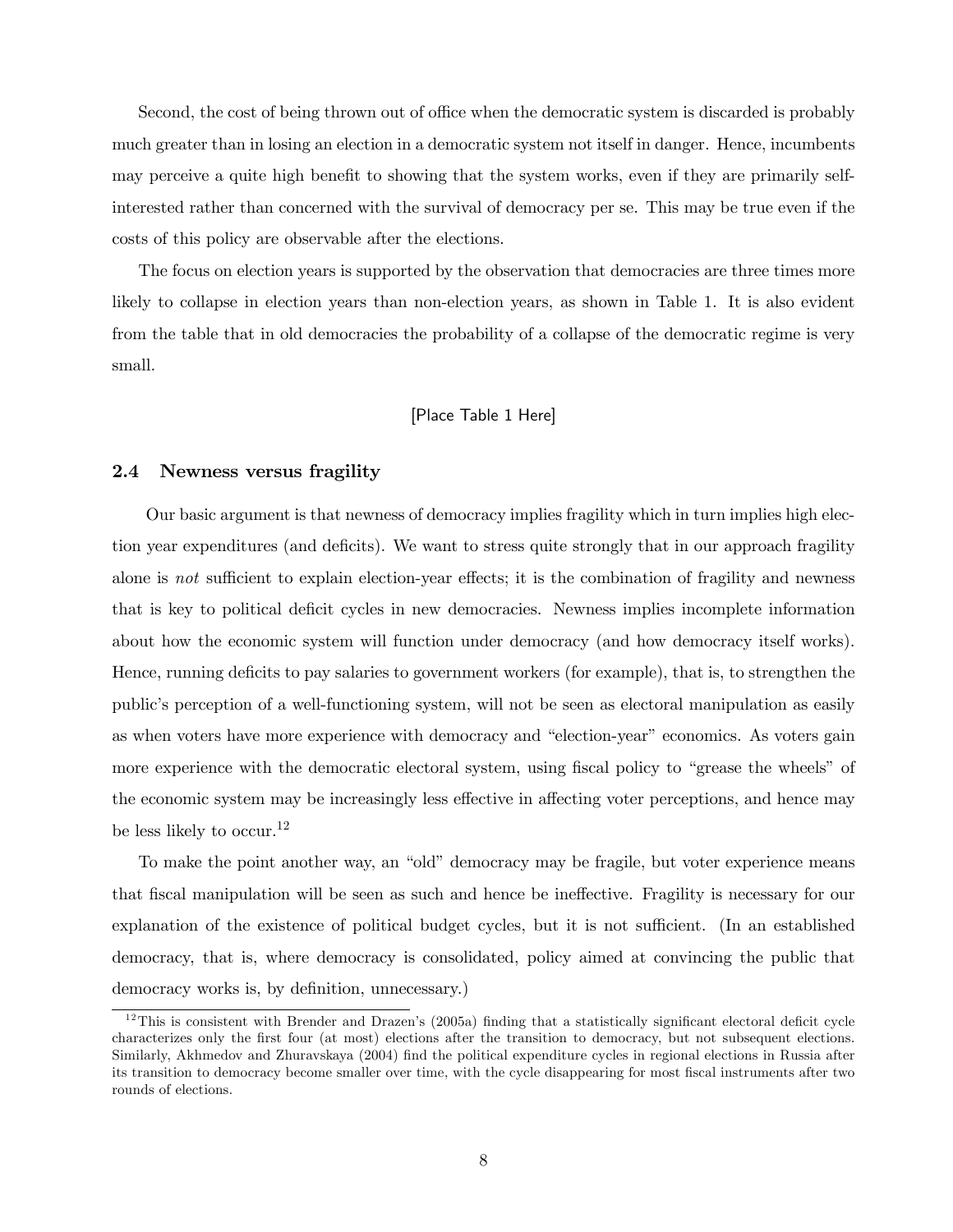Second, the cost of being thrown out of office when the democratic system is discarded is probably much greater than in losing an election in a democratic system not itself in danger. Hence, incumbents may perceive a quite high benefit to showing that the system works, even if they are primarily self-interested rather than concerned with the survival of democracy per se. This may be true even if the costs of this policy are observable after the elections.

The focus on election years is supported by the observation that democracies are three times more likely to collapse in election years than non-election years, as shown in Table 1. It is also evident from the table that in old democracies the probability of a collapse of the democratic regime is very small.

[Place Table 1 Here]

### 2.4 Newness versus fragility

Our basic argument is that newness of democracy implies fragility which in turn implies high election year expenditures (and deficits). We want to stress quite strongly that in our approach fragility alone is *not* sufficient to explain election-year effects; it is the combination of fragility and newness that is key to political deficit cycles in new democracies. Newness implies incomplete information about how the economic system will function under democracy (and how democracy itself works). Hence, running deficits to pay salaries to government workers (for example), that is, to strengthen the public's perception of a well-functioning system, will not be seen as electoral manipulation as easily as when voters have more experience with democracy and "election-year" economics. As voters gain more experience with the democratic electoral system, using fiscal policy to "grease the wheels" of the economic system may be increasingly less effective in affecting voter perceptions, and hence may be less likely to occur.[12]

To make the point another way, an "old" democracy may be fragile, but voter experience means that fiscal manipulation will be seen as such and hence be ineffective. Fragility is necessary for our explanation of the existence of political budget cycles, but it is not sufficient. (In an established democracy, that is, where democracy is consolidated, policy aimed at convincing the public that democracy works is, by definition, unnecessary.)

[12] This is consistent with Brender and Drazen's (2005a) finding that a statistically significant electoral deficit cycle characterizes only the first four (at most) elections after the transition to democracy, but not subsequent elections. Similarly, Akhmedov and Zhuravskaya (2004) find the political expenditure cycles in regional elections in Russia after its transition to democracy become smaller over time, with the cycle disappearing for most fiscal instruments after two rounds of elections.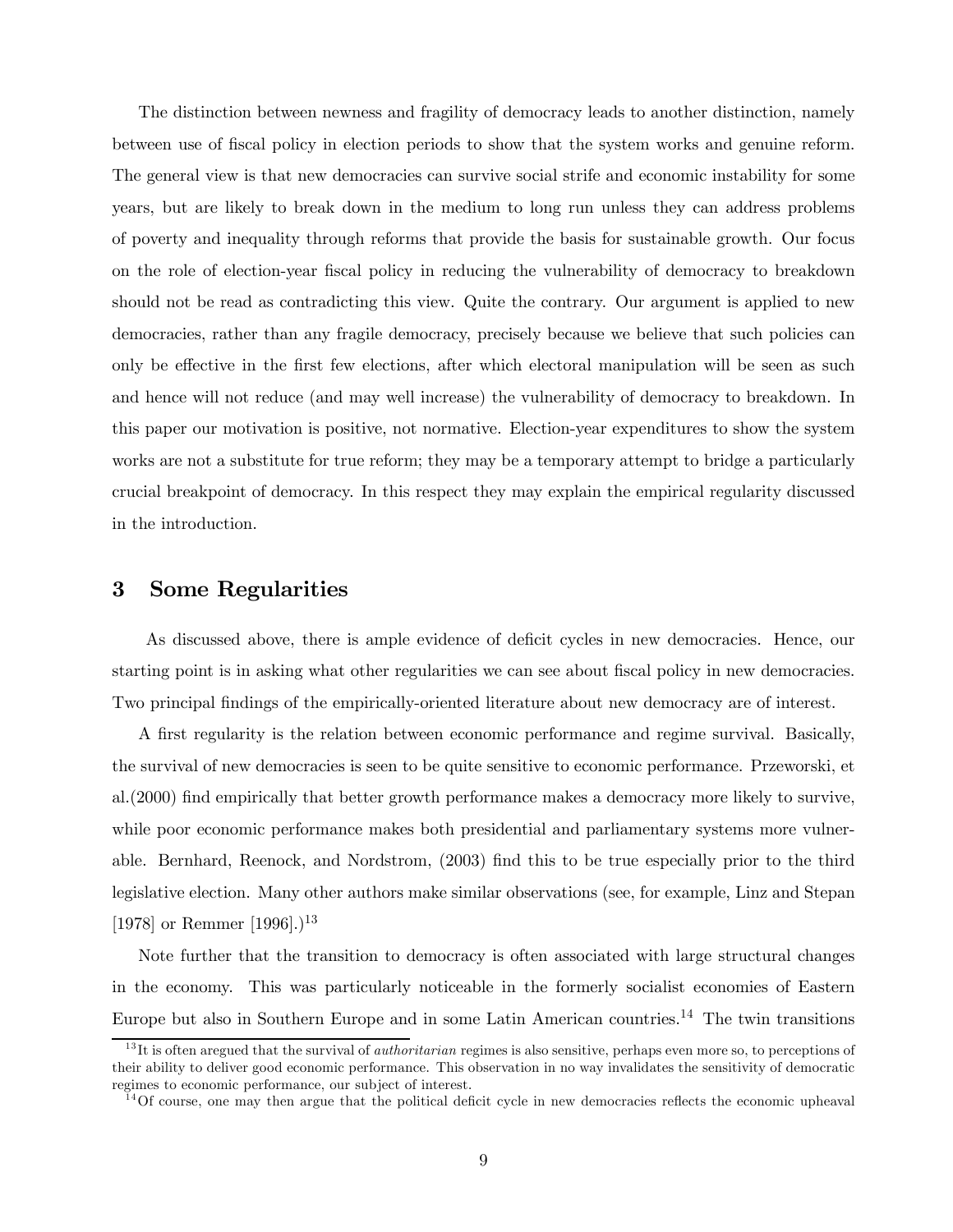The distinction between newness and fragility of democracy leads to another distinction, namely between use of fiscal policy in election periods to show that the system works and genuine reform. The general view is that new democracies can survive social strife and economic instability for some years, but are likely to break down in the medium to long run unless they can address problems of poverty and inequality through reforms that provide the basis for sustainable growth. Our focus on the role of election-year fiscal policy in reducing the vulnerability of democracy to breakdown should not be read as contradicting this view. Quite the contrary. Our argument is applied to new democracies, rather than any fragile democracy, precisely because we believe that such policies can only be effective in the first few elections, after which electoral manipulation will be seen as such and hence will not reduce (and may well increase) the vulnerability of democracy to breakdown. In this paper our motivation is positive, not normative. Election-year expenditures to show the system works are not a substitute for true reform; they may be a temporary attempt to bridge a particularly crucial breakpoint of democracy. In this respect they may explain the empirical regularity discussed in the introduction.

## 3 Some Regularities

As discussed above, there is ample evidence of deficit cycles in new democracies. Hence, our starting point is in asking what other regularities we can see about fiscal policy in new democracies. Two principal findings of the empirically-oriented literature about new democracy are of interest.

A first regularity is the relation between economic performance and regime survival. Basically, the survival of new democracies is seen to be quite sensitive to economic performance. Przeworski, et al.(2000) find empirically that better growth performance makes a democracy more likely to survive, while poor economic performance makes both presidential and parliamentary systems more vulnerable. Bernhard, Reenock, and Nordstrom, (2003) find this to be true especially prior to the third legislative election. Many other authors make similar observations (see, for example, Linz and Stepan [1978] or Remmer [1996].)[13]

Note further that the transition to democracy is often associated with large structural changes in the economy. This was particularly noticeable in the formerly socialist economies of Eastern Europe but also in Southern Europe and in some Latin American countries.[14] The twin transitions

[13] It is often aregued that the survival of *authoritarian* regimes is also sensitive, perhaps even more so, to perceptions of their ability to deliver good economic performance. This observation in no way invalidates the sensitivity of democratic regimes to economic performance, our subject of interest.

[14] Of course, one may then argue that the political deficit cycle in new democracies reflects the economic upheaval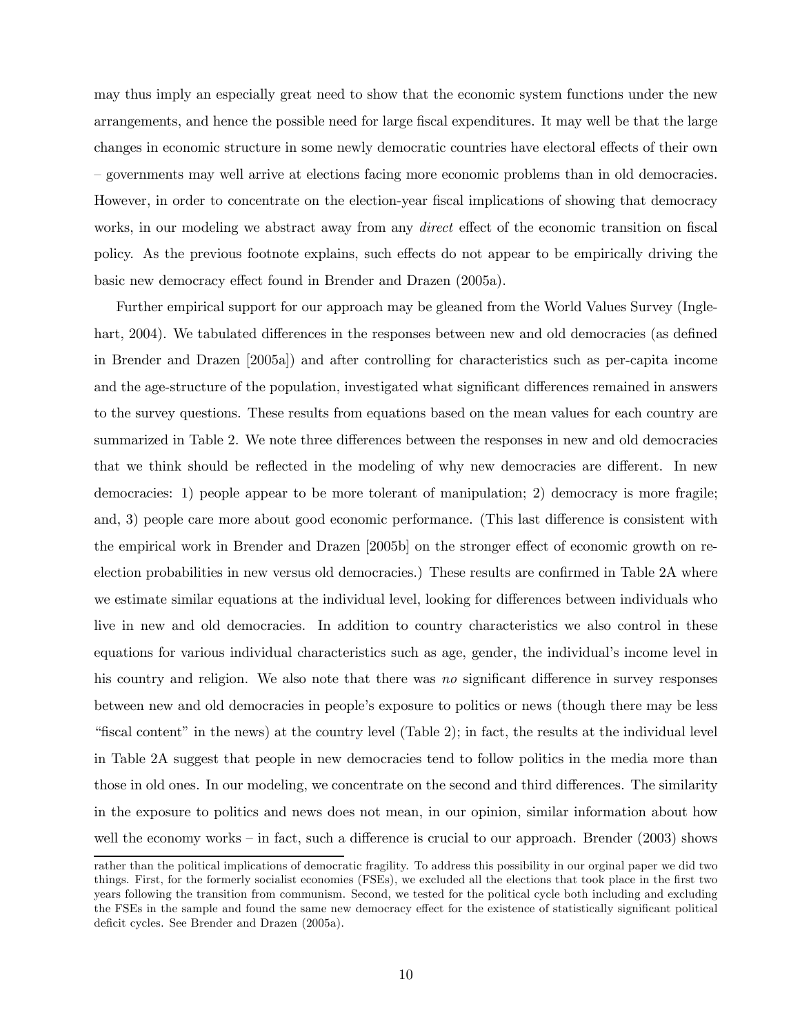may thus imply an especially great need to show that the economic system functions under the new arrangements, and hence the possible need for large fiscal expenditures. It may well be that the large changes in economic structure in some newly democratic countries have electoral effects of their own – governments may well arrive at elections facing more economic problems than in old democracies. However, in order to concentrate on the election-year fiscal implications of showing that democracy works, in our modeling we abstract away from any *direct* effect of the economic transition on fiscal policy. As the previous footnote explains, such effects do not appear to be empirically driving the basic new democracy effect found in Brender and Drazen (2005a).

Further empirical support for our approach may be gleaned from the World Values Survey (Inglehart, 2004). We tabulated differences in the responses between new and old democracies (as defined in Brender and Drazen [2005a]) and after controlling for characteristics such as per-capita income and the age-structure of the population, investigated what significant differences remained in answers to the survey questions. These results from equations based on the mean values for each country are summarized in Table 2. We note three differences between the responses in new and old democracies that we think should be reflected in the modeling of why new democracies are different. In new democracies: 1) people appear to be more tolerant of manipulation; 2) democracy is more fragile; and, 3) people care more about good economic performance. (This last difference is consistent with the empirical work in Brender and Drazen [2005b] on the stronger effect of economic growth on re-election probabilities in new versus old democracies.) These results are confirmed in Table 2A where we estimate similar equations at the individual level, looking for differences between individuals who live in new and old democracies. In addition to country characteristics we also control in these equations for various individual characteristics such as age, gender, the individual's income level in his country and religion. We also note that there was *no* significant difference in survey responses between new and old democracies in people's exposure to politics or news (though there may be less "fiscal content" in the news) at the country level (Table 2); in fact, the results at the individual level in Table 2A suggest that people in new democracies tend to follow politics in the media more than those in old ones. In our modeling, we concentrate on the second and third differences. The similarity in the exposure to politics and news does not mean, in our opinion, similar information about how well the economy works – in fact, such a difference is crucial to our approach. Brender (2003) shows

rather than the political implications of democratic fragility. To address this possibility in our orginal paper we did two things. First, for the formerly socialist economies (FSEs), we excluded all the elections that took place in the first two years following the transition from communism. Second, we tested for the political cycle both including and excluding the FSEs in the sample and found the same new democracy effect for the existence of statistically significant political deficit cycles. See Brender and Drazen (2005a).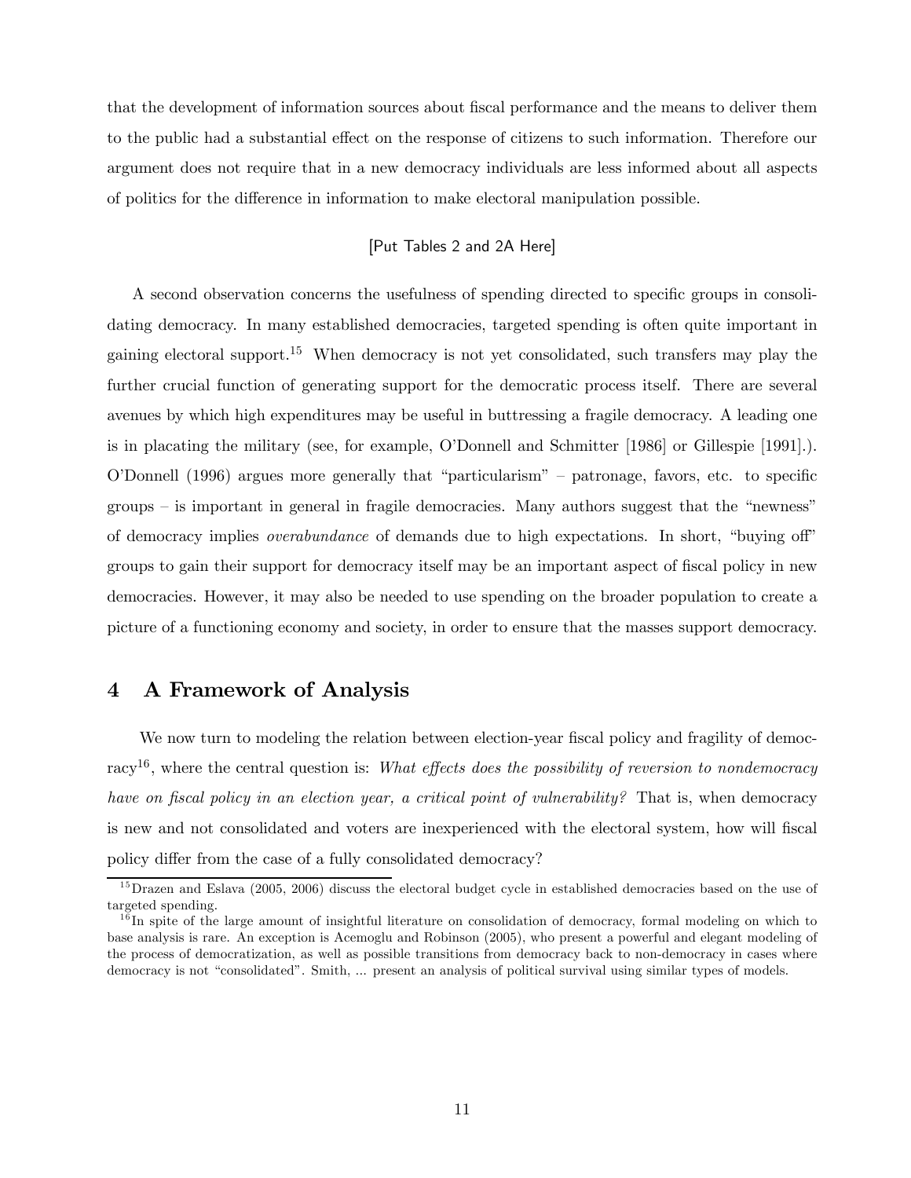that the development of information sources about fiscal performance and the means to deliver them to the public had a substantial effect on the response of citizens to such information. Therefore our argument does not require that in a new democracy individuals are less informed about all aspects of politics for the difference in information to make electoral manipulation possible.

[Put Tables 2 and 2A Here]

A second observation concerns the usefulness of spending directed to specific groups in consolidating democracy. In many established democracies, targeted spending is often quite important in gaining electoral support.[15] When democracy is not yet consolidated, such transfers may play the further crucial function of generating support for the democratic process itself. There are several avenues by which high expenditures may be useful in buttressing a fragile democracy. A leading one is in placating the military (see, for example, O'Donnell and Schmitter [1986] or Gillespie [1991].). O'Donnell (1996) argues more generally that "particularism" – patronage, favors, etc. to specific groups – is important in general in fragile democracies. Many authors suggest that the "newness" of democracy implies *overabundance* of demands due to high expectations. In short, "buying off" groups to gain their support for democracy itself may be an important aspect of fiscal policy in new democracies. However, it may also be needed to use spending on the broader population to create a picture of a functioning economy and society, in order to ensure that the masses support democracy.

## 4 A Framework of Analysis

We now turn to modeling the relation between election-year fiscal policy and fragility of democracy[16], where the central question is: *What effects does the possibility of reversion to nondemocracy have on fiscal policy in an election year, a critical point of vulnerability?* That is, when democracy is new and not consolidated and voters are inexperienced with the electoral system, how will fiscal policy differ from the case of a fully consolidated democracy?

[15] Drazen and Eslava (2005, 2006) discuss the electoral budget cycle in established democracies based on the use of targeted spending.

[16] In spite of the large amount of insightful literature on consolidation of democracy, formal modeling on which to base analysis is rare. An exception is Acemoglu and Robinson (2005), who present a powerful and elegant modeling of the process of democratization, as well as possible transitions from democracy back to non-democracy in cases where democracy is not "consolidated". Smith, ... present an analysis of political survival using similar types of models.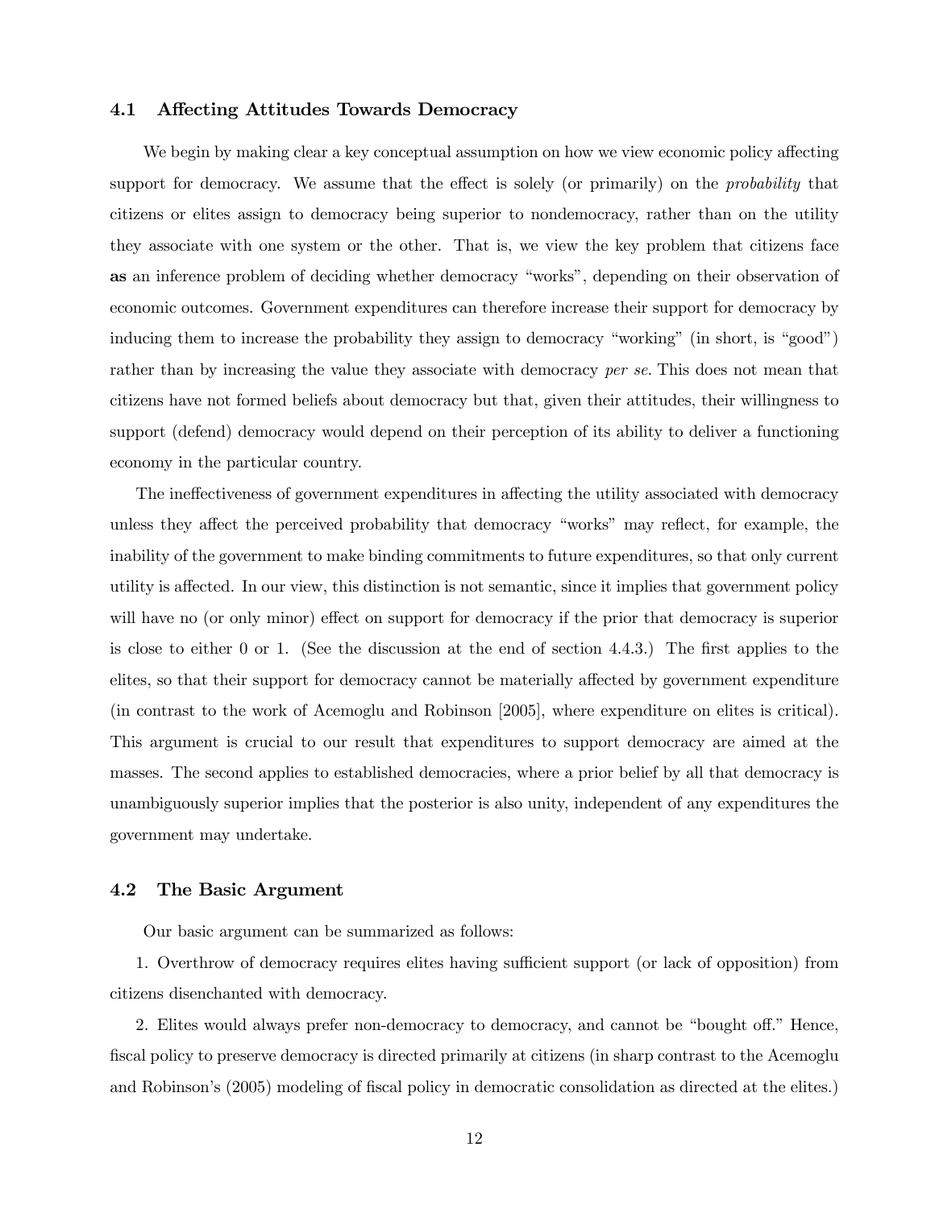### 4.1 Affecting Attitudes Towards Democracy

We begin by making clear a key conceptual assumption on how we view economic policy affecting support for democracy. We assume that the effect is solely (or primarily) on the *probability* that citizens or elites assign to democracy being superior to nondemocracy, rather than on the utility they associate with one system or the other. That is, we view the key problem that citizens face **as** an inference problem of deciding whether democracy "works", depending on their observation of economic outcomes. Government expenditures can therefore increase their support for democracy by inducing them to increase the probability they assign to democracy "working" (in short, is "good") rather than by increasing the value they associate with democracy *per se*. This does not mean that citizens have not formed beliefs about democracy but that, given their attitudes, their willingness to support (defend) democracy would depend on their perception of its ability to deliver a functioning economy in the particular country.

The ineffectiveness of government expenditures in affecting the utility associated with democracy unless they affect the perceived probability that democracy "works" may reflect, for example, the inability of the government to make binding commitments to future expenditures, so that only current utility is affected. In our view, this distinction is not semantic, since it implies that government policy will have no (or only minor) effect on support for democracy if the prior that democracy is superior is close to either 0 or 1. (See the discussion at the end of section 4.4.3.) The first applies to the elites, so that their support for democracy cannot be materially affected by government expenditure (in contrast to the work of Acemoglu and Robinson [2005], where expenditure on elites is critical). This argument is crucial to our result that expenditures to support democracy are aimed at the masses. The second applies to established democracies, where a prior belief by all that democracy is unambiguously superior implies that the posterior is also unity, independent of any expenditures the government may undertake.

### 4.2 The Basic Argument

Our basic argument can be summarized as follows:

1. Overthrow of democracy requires elites having sufficient support (or lack of opposition) from citizens disenchanted with democracy.

2. Elites would always prefer non-democracy to democracy, and cannot be "bought off." Hence, fiscal policy to preserve democracy is directed primarily at citizens (in sharp contrast to the Acemoglu and Robinson's (2005) modeling of fiscal policy in democratic consolidation as directed at the elites.)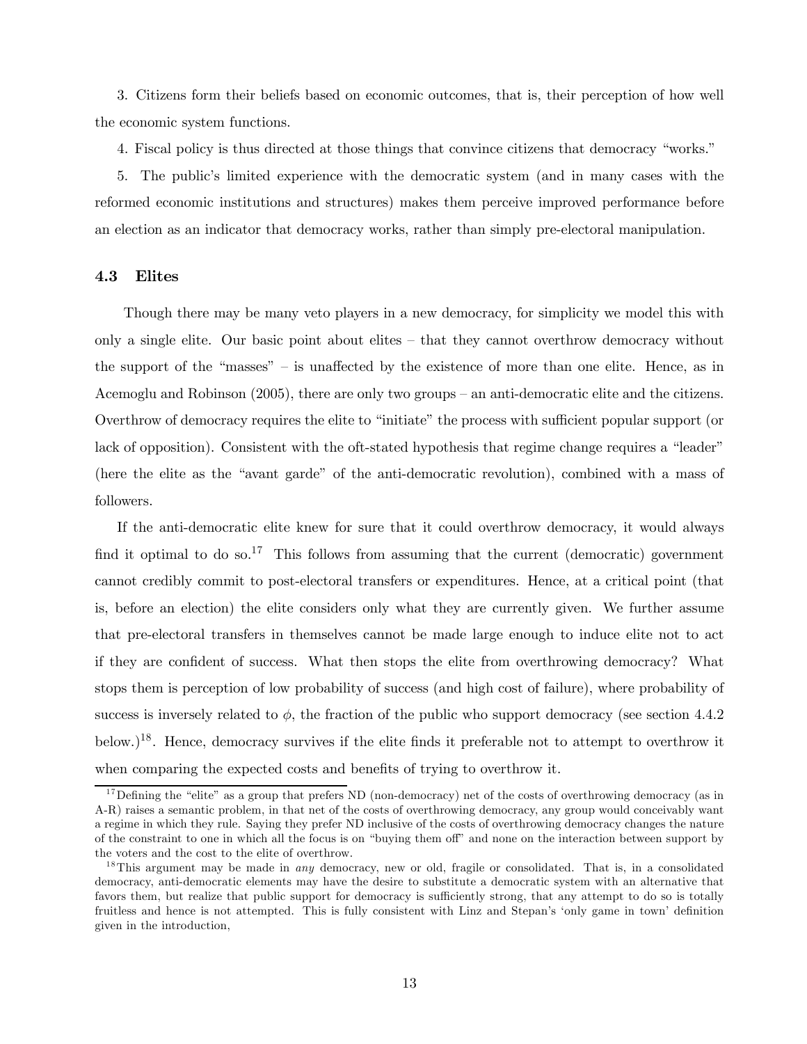3. Citizens form their beliefs based on economic outcomes, that is, their perception of how well the economic system functions.

4. Fiscal policy is thus directed at those things that convince citizens that democracy "works."

5. The public's limited experience with the democratic system (and in many cases with the reformed economic institutions and structures) makes them perceive improved performance before an election as an indicator that democracy works, rather than simply pre-electoral manipulation.

### 4.3 Elites

Though there may be many veto players in a new democracy, for simplicity we model this with only a single elite. Our basic point about elites – that they cannot overthrow democracy without the support of the "masses" – is unaffected by the existence of more than one elite. Hence, as in Acemoglu and Robinson (2005), there are only two groups – an anti-democratic elite and the citizens. Overthrow of democracy requires the elite to "initiate" the process with sufficient popular support (or lack of opposition). Consistent with the oft-stated hypothesis that regime change requires a "leader" (here the elite as the "avant garde" of the anti-democratic revolution), combined with a mass of followers.

If the anti-democratic elite knew for sure that it could overthrow democracy, it would always find it optimal to do so.[17] This follows from assuming that the current (democratic) government cannot credibly commit to post-electoral transfers or expenditures. Hence, at a critical point (that is, before an election) the elite considers only what they are currently given. We further assume that pre-electoral transfers in themselves cannot be made large enough to induce elite not to act if they are confident of success. What then stops the elite from overthrowing democracy? What stops them is perception of low probability of success (and high cost of failure), where probability of success is inversely related to $\phi$, the fraction of the public who support democracy (see section 4.4.2 below.)[18]. Hence, democracy survives if the elite finds it preferable not to attempt to overthrow it when comparing the expected costs and benefits of trying to overthrow it.

[17] Defining the "elite" as a group that prefers ND (non-democracy) net of the costs of overthrowing democracy (as in A-R) raises a semantic problem, in that net of the costs of overthrowing democracy, any group would conceivably want a regime in which they rule. Saying they prefer ND inclusive of the costs of overthrowing democracy changes the nature of the constraint to one in which all the focus is on "buying them off" and none on the interaction between support by the voters and the cost to the elite of overthrow.

[18] This argument may be made in *any* democracy, new or old, fragile or consolidated. That is, in a consolidated democracy, anti-democratic elements may have the desire to substitute a democratic system with an alternative that favors them, but realize that public support for democracy is sufficiently strong, that any attempt to do so is totally fruitless and hence is not attempted. This is fully consistent with Linz and Stepan's 'only game in town' definition given in the introduction,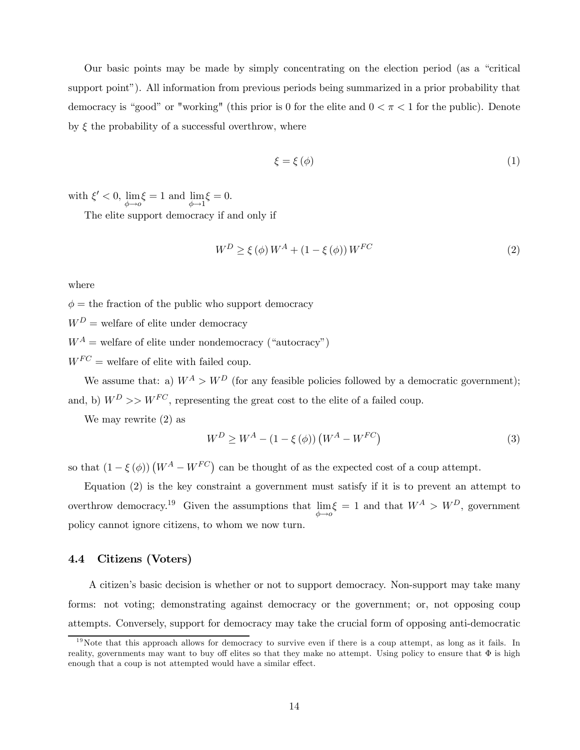Our basic points may be made by simply concentrating on the election period (as a "critical support point"). All information from previous periods being summarized in a prior probability that democracy is "good" or "working" (this prior is 0 for the elite and $0 < \pi < 1$ for the public). Denote by $\xi$ the probability of a successful overthrow, where

$$\xi = \xi(\phi) \tag{1}$$

with $\xi' < 0$, $\lim_{\phi \to o} \xi = 1$ and $\lim_{\phi \to 1} \xi = 0$.

The elite support democracy if and only if

$$W^D \geq \xi(\phi) W^A + (1 - \xi(\phi)) W^{FC} \tag{2}$$

where

$\phi =$ the fraction of the public who support democracy

$W^D =$ welfare of elite under democracy

$W^A =$ welfare of elite under nondemocracy ("autocracy")

$W^{FC} =$ welfare of elite with failed coup.

We assume that: a) $W^A > W^D$ (for any feasible policies followed by a democratic government); and, b) $W^D >> W^{FC}$, representing the great cost to the elite of a failed coup.

We may rewrite (2) as

$$W^D \geq W^A - (1 - \xi(\phi)) \left(W^A - W^{FC}\right) \tag{3}$$

so that $(1 - \xi(\phi)) \left(W^A - W^{FC}\right)$ can be thought of as the expected cost of a coup attempt.

Equation (2) is the key constraint a government must satisfy if it is to prevent an attempt to overthrow democracy.[19] Given the assumptions that $\lim_{\phi \to o} \xi = 1$ and that $W^A > W^D$, government policy cannot ignore citizens, to whom we now turn.

### 4.4 Citizens (Voters)

A citizen's basic decision is whether or not to support democracy. Non-support may take many forms: not voting; demonstrating against democracy or the government; or, not opposing coup attempts. Conversely, support for democracy may take the crucial form of opposing anti-democratic

[19] Note that this approach allows for democracy to survive even if there is a coup attempt, as long as it fails. In reality, governments may want to buy off elites so that they make no attempt. Using policy to ensure that $\Phi$ is high enough that a coup is not attempted would have a similar effect.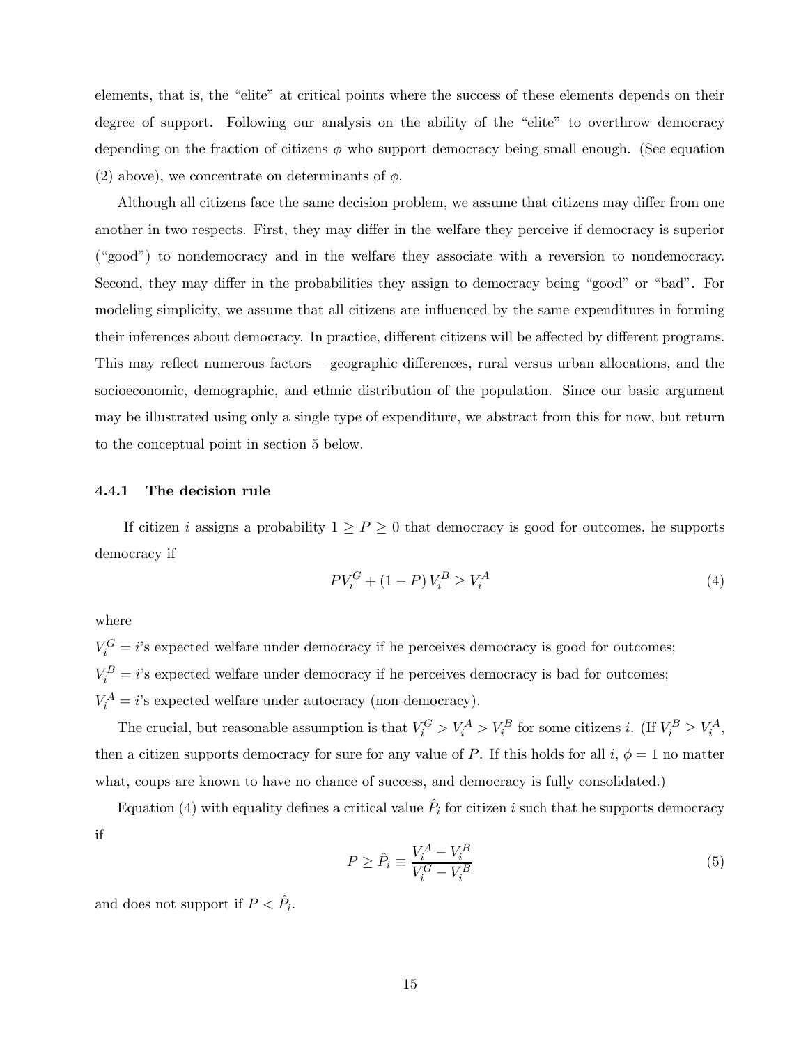elements, that is, the "elite" at critical points where the success of these elements depends on their degree of support. Following our analysis on the ability of the "elite" to overthrow democracy depending on the fraction of citizens $\phi$ who support democracy being small enough. (See equation (2) above), we concentrate on determinants of $\phi$.

Although all citizens face the same decision problem, we assume that citizens may differ from one another in two respects. First, they may differ in the welfare they perceive if democracy is superior ("good") to nondemocracy and in the welfare they associate with a reversion to nondemocracy. Second, they may differ in the probabilities they assign to democracy being "good" or "bad". For modeling simplicity, we assume that all citizens are influenced by the same expenditures in forming their inferences about democracy. In practice, different citizens will be affected by different programs. This may reflect numerous factors – geographic differences, rural versus urban allocations, and the socioeconomic, demographic, and ethnic distribution of the population. Since our basic argument may be illustrated using only a single type of expenditure, we abstract from this for now, but return to the conceptual point in section 5 below.

### 4.4.1 The decision rule

If citizen $i$ assigns a probability $1 \geq P \geq 0$ that democracy is good for outcomes, he supports democracy if

$$PV_i^G + (1 - P) V_i^B \geq V_i^A \tag{4}$$

where

$V_i^G = i$'s expected welfare under democracy if he perceives democracy is good for outcomes;
$V_i^B = i$'s expected welfare under democracy if he perceives democracy is bad for outcomes;
$V_i^A = i$'s expected welfare under autocracy (non-democracy).

The crucial, but reasonable assumption is that $V_i^G > V_i^A > V_i^B$ for some citizens $i$. (If $V_i^B \geq V_i^A$, then a citizen supports democracy for sure for any value of $P$. If this holds for all $i$, $\phi = 1$ no matter what, coups are known to have no chance of success, and democracy is fully consolidated.)

Equation (4) with equality defines a critical value $\hat{P}_i$ for citizen $i$ such that he supports democracy if

$$P \geq \hat{P}_i \equiv \frac{V_i^A - V_i^B}{V_i^G - V_i^B} \tag{5}$$

and does not support if $P < \hat{P}_i$.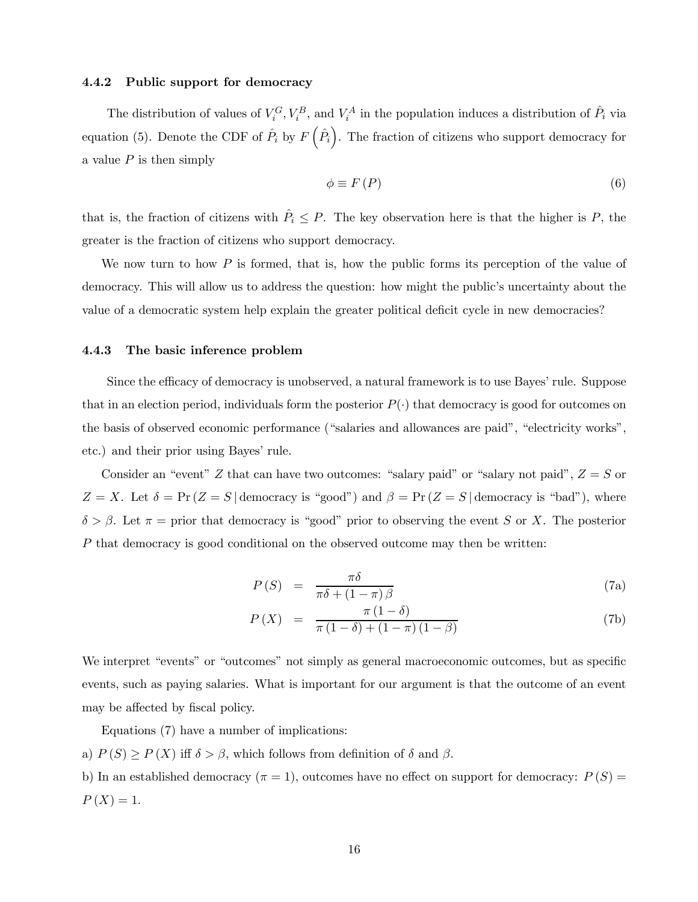#### 4.4.2 Public support for democracy

The distribution of values of $V_i^G, V_i^B$, and $V_i^A$ in the population induces a distribution of $\hat{P}_i$ via equation (5). Denote the CDF of $\hat{P}_i$ by $F\left(\hat{P}_i\right)$. The fraction of citizens who support democracy for a value $P$ is then simply

$$\phi \equiv F(P) \tag{6}$$

that is, the fraction of citizens with $\hat{P}_i \leq P$. The key observation here is that the higher is $P$, the greater is the fraction of citizens who support democracy.

We now turn to how $P$ is formed, that is, how the public forms its perception of the value of democracy. This will allow us to address the question: how might the public's uncertainty about the value of a democratic system help explain the greater political deficit cycle in new democracies?

#### 4.4.3 The basic inference problem

Since the efficacy of democracy is unobserved, a natural framework is to use Bayes' rule. Suppose that in an election period, individuals form the posterior $P(\cdot)$ that democracy is good for outcomes on the basis of observed economic performance ("salaries and allowances are paid", "electricity works", etc.) and their prior using Bayes' rule.

Consider an "event" $Z$ that can have two outcomes: "salary paid" or "salary not paid", $Z = S$ or $Z = X$. Let $\delta = \Pr(Z = S \,|\, \text{democracy is "good"})$ and $\beta = \Pr(Z = S \,|\, \text{democracy is "bad"})$, where $\delta > \beta$. Let $\pi =$ prior that democracy is "good" prior to observing the event $S$ or $X$. The posterior $P$ that democracy is good conditional on the observed outcome may then be written:

$$P(S) = \frac{\pi\delta}{\pi\delta + (1-\pi)\beta} \tag{7a}$$

$$P(X) = \frac{\pi(1-\delta)}{\pi(1-\delta) + (1-\pi)(1-\beta)} \tag{7b}$$

We interpret "events" or "outcomes" not simply as general macroeconomic outcomes, but as specific events, such as paying salaries. What is important for our argument is that the outcome of an event may be affected by fiscal policy.

Equations (7) have a number of implications:

a) $P(S) \geq P(X)$ iff $\delta > \beta$, which follows from definition of $\delta$ and $\beta$.

b) In an established democracy ($\pi = 1$), outcomes have no effect on support for democracy: $P(S) = P(X) = 1$.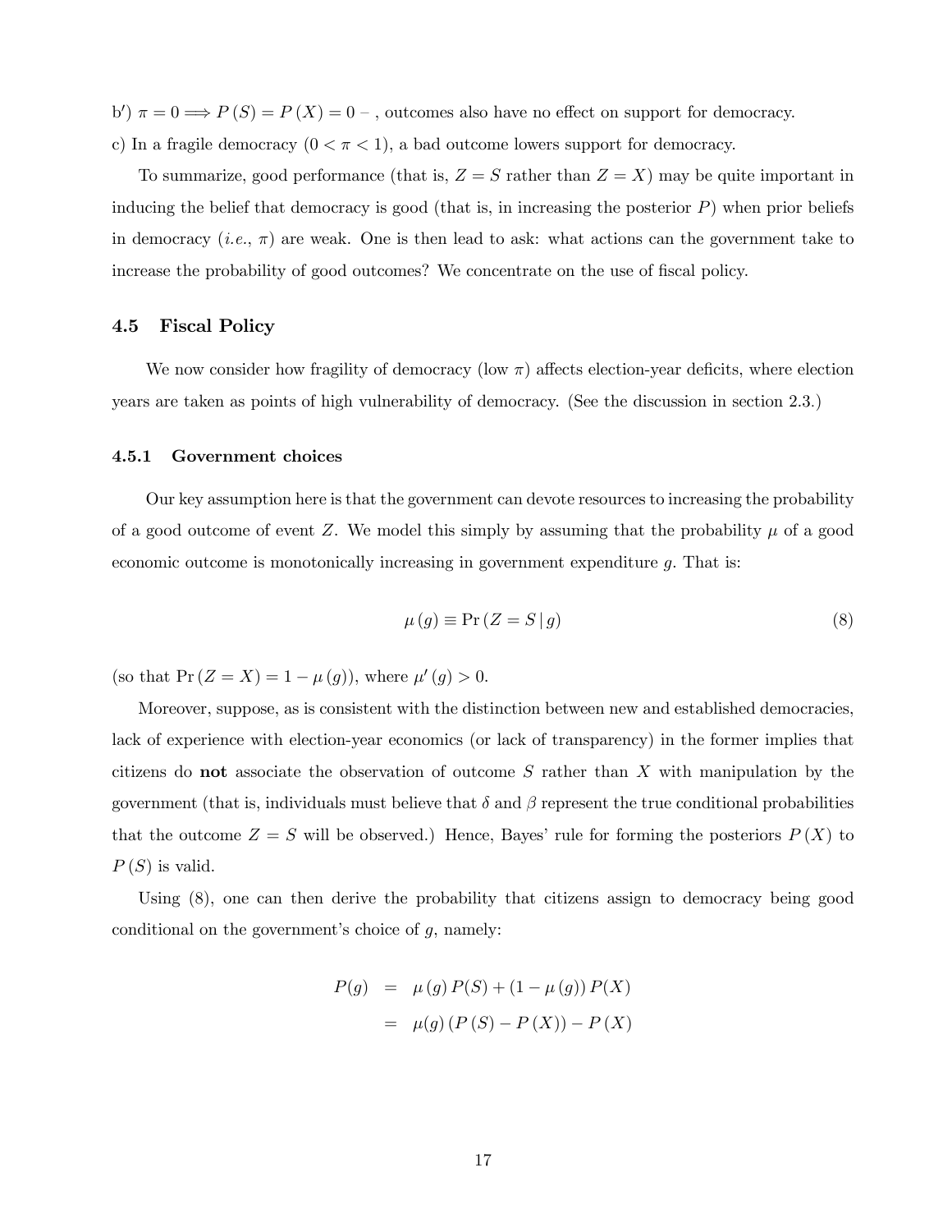b′) $\pi = 0 \Longrightarrow P(S) = P(X) = 0$ – , outcomes also have no effect on support for democracy.

c) In a fragile democracy ($0 < \pi < 1$), a bad outcome lowers support for democracy.

To summarize, good performance (that is, $Z = S$ rather than $Z = X$) may be quite important in inducing the belief that democracy is good (that is, in increasing the posterior $P$) when prior beliefs in democracy (*i.e.*, $\pi$) are weak. One is then lead to ask: what actions can the government take to increase the probability of good outcomes? We concentrate on the use of fiscal policy.

### 4.5 Fiscal Policy

We now consider how fragility of democracy (low $\pi$) affects election-year deficits, where election years are taken as points of high vulnerability of democracy. (See the discussion in section 2.3.)

#### 4.5.1 Government choices

Our key assumption here is that the government can devote resources to increasing the probability of a good outcome of event $Z$. We model this simply by assuming that the probability $\mu$ of a good economic outcome is monotonically increasing in government expenditure $g$. That is:

$$\mu(g) \equiv \Pr(Z = S \mid g) \tag{8}$$

(so that $\Pr(Z = X) = 1 - \mu(g)$), where $\mu'(g) > 0$.

Moreover, suppose, as is consistent with the distinction between new and established democracies, lack of experience with election-year economics (or lack of transparency) in the former implies that citizens do **not** associate the observation of outcome $S$ rather than $X$ with manipulation by the government (that is, individuals must believe that $\delta$ and $\beta$ represent the true conditional probabilities that the outcome $Z = S$ will be observed.) Hence, Bayes' rule for forming the posteriors $P(X)$ to $P(S)$ is valid.

Using (8), one can then derive the probability that citizens assign to democracy being good conditional on the government's choice of $g$, namely:

$$\begin{aligned}
P(g) &= \mu(g) P(S) + (1 - \mu(g)) P(X) \\
&= \mu(g) (P(S) - P(X)) - P(X)
\end{aligned}$$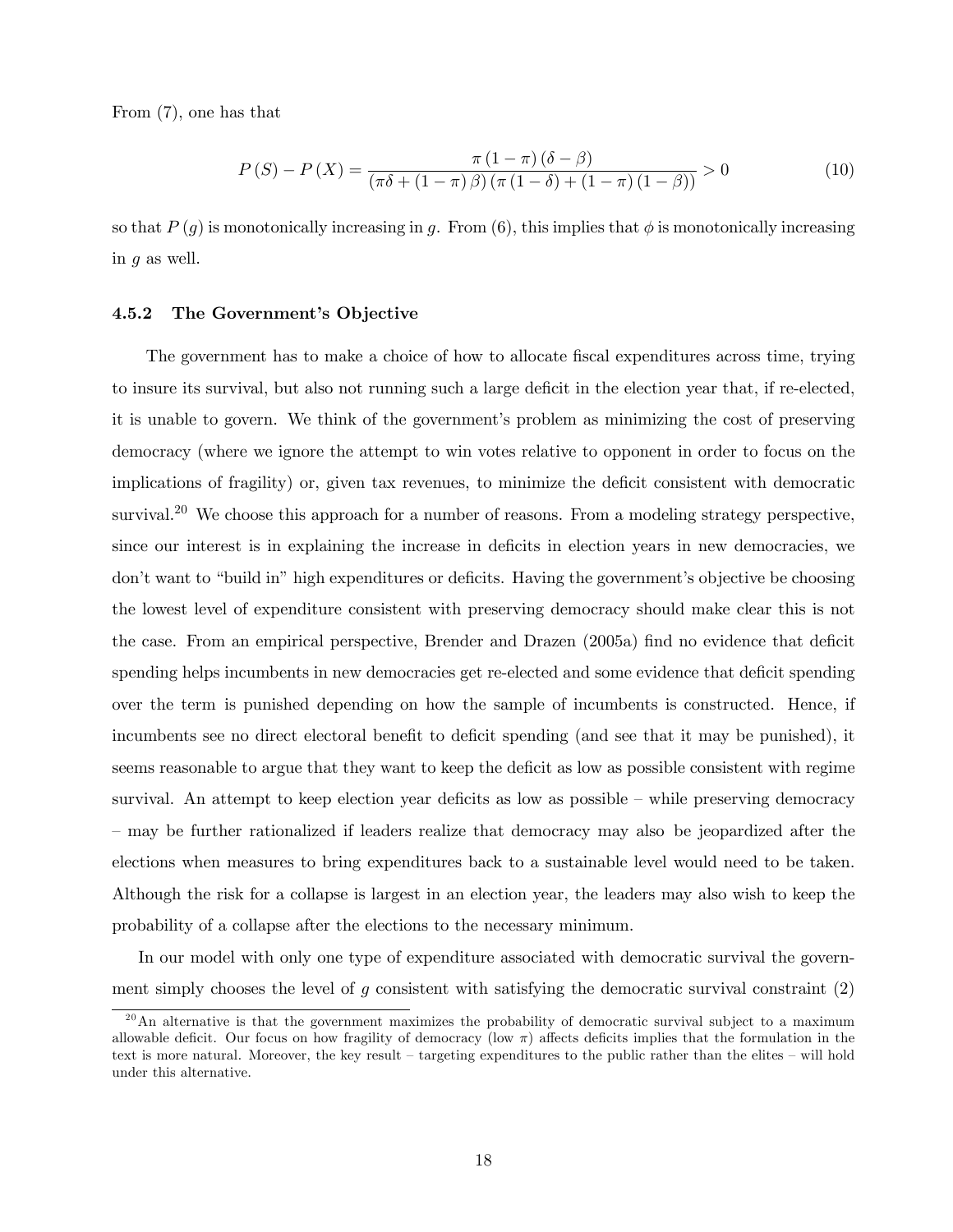From (7), one has that

$$P(S) - P(X) = \frac{\pi(1-\pi)(\delta-\beta)}{(\pi\delta + (1-\pi)\beta)(\pi(1-\delta) + (1-\pi)(1-\beta))} > 0 \tag{10}$$

so that $P(g)$ is monotonically increasing in $g$. From (6), this implies that $\phi$ is monotonically increasing in $g$ as well.

#### 4.5.2 The Government's Objective

The government has to make a choice of how to allocate fiscal expenditures across time, trying to insure its survival, but also not running such a large deficit in the election year that, if re-elected, it is unable to govern. We think of the government's problem as minimizing the cost of preserving democracy (where we ignore the attempt to win votes relative to opponent in order to focus on the implications of fragility) or, given tax revenues, to minimize the deficit consistent with democratic survival.[20] We choose this approach for a number of reasons. From a modeling strategy perspective, since our interest is in explaining the increase in deficits in election years in new democracies, we don't want to "build in" high expenditures or deficits. Having the government's objective be choosing the lowest level of expenditure consistent with preserving democracy should make clear this is not the case. From an empirical perspective, Brender and Drazen (2005a) find no evidence that deficit spending helps incumbents in new democracies get re-elected and some evidence that deficit spending over the term is punished depending on how the sample of incumbents is constructed. Hence, if incumbents see no direct electoral benefit to deficit spending (and see that it may be punished), it seems reasonable to argue that they want to keep the deficit as low as possible consistent with regime survival. An attempt to keep election year deficits as low as possible – while preserving democracy – may be further rationalized if leaders realize that democracy may also be jeopardized after the elections when measures to bring expenditures back to a sustainable level would need to be taken. Although the risk for a collapse is largest in an election year, the leaders may also wish to keep the probability of a collapse after the elections to the necessary minimum.

In our model with only one type of expenditure associated with democratic survival the government simply chooses the level of $g$ consistent with satisfying the democratic survival constraint (2)

[20] An alternative is that the government maximizes the probability of democratic survival subject to a maximum allowable deficit. Our focus on how fragility of democracy (low $\pi$) affects deficits implies that the formulation in the text is more natural. Moreover, the key result – targeting expenditures to the public rather than the elites – will hold under this alternative.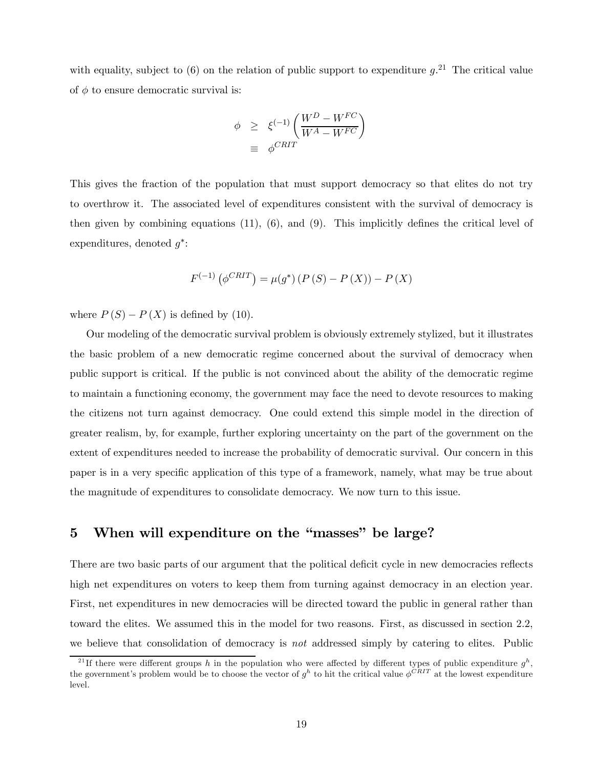with equality, subject to (6) on the relation of public support to expenditure $g$.[21] The critical value of $\phi$ to ensure democratic survival is:

$$\begin{aligned}\phi &\geq \xi^{(-1)}\left(\frac{W^D - W^{FC}}{W^A - W^{FC}}\right) \\ &\equiv \phi^{CRIT}\end{aligned}$$

This gives the fraction of the population that must support democracy so that elites do not try to overthrow it. The associated level of expenditures consistent with the survival of democracy is then given by combining equations (11), (6), and (9). This implicitly defines the critical level of expenditures, denoted $g^*$:

$$F^{(-1)}\left(\phi^{CRIT}\right) = \mu(g^*)\left(P\left(S\right) - P\left(X\right)\right) - P\left(X\right)$$

where $P(S) - P(X)$ is defined by (10).

Our modeling of the democratic survival problem is obviously extremely stylized, but it illustrates the basic problem of a new democratic regime concerned about the survival of democracy when public support is critical. If the public is not convinced about the ability of the democratic regime to maintain a functioning economy, the government may face the need to devote resources to making the citizens not turn against democracy. One could extend this simple model in the direction of greater realism, by, for example, further exploring uncertainty on the part of the government on the extent of expenditures needed to increase the probability of democratic survival. Our concern in this paper is in a very specific application of this type of a framework, namely, what may be true about the magnitude of expenditures to consolidate democracy. We now turn to this issue.

## 5 When will expenditure on the "masses" be large?

There are two basic parts of our argument that the political deficit cycle in new democracies reflects high net expenditures on voters to keep them from turning against democracy in an election year. First, net expenditures in new democracies will be directed toward the public in general rather than toward the elites. We assumed this in the model for two reasons. First, as discussed in section 2.2, we believe that consolidation of democracy is *not* addressed simply by catering to elites. Public

[21] If there were different groups $h$ in the population who were affected by different types of public expenditure $g^h$, the government's problem would be to choose the vector of $g^h$ to hit the critical value $\phi^{CRIT}$ at the lowest expenditure level.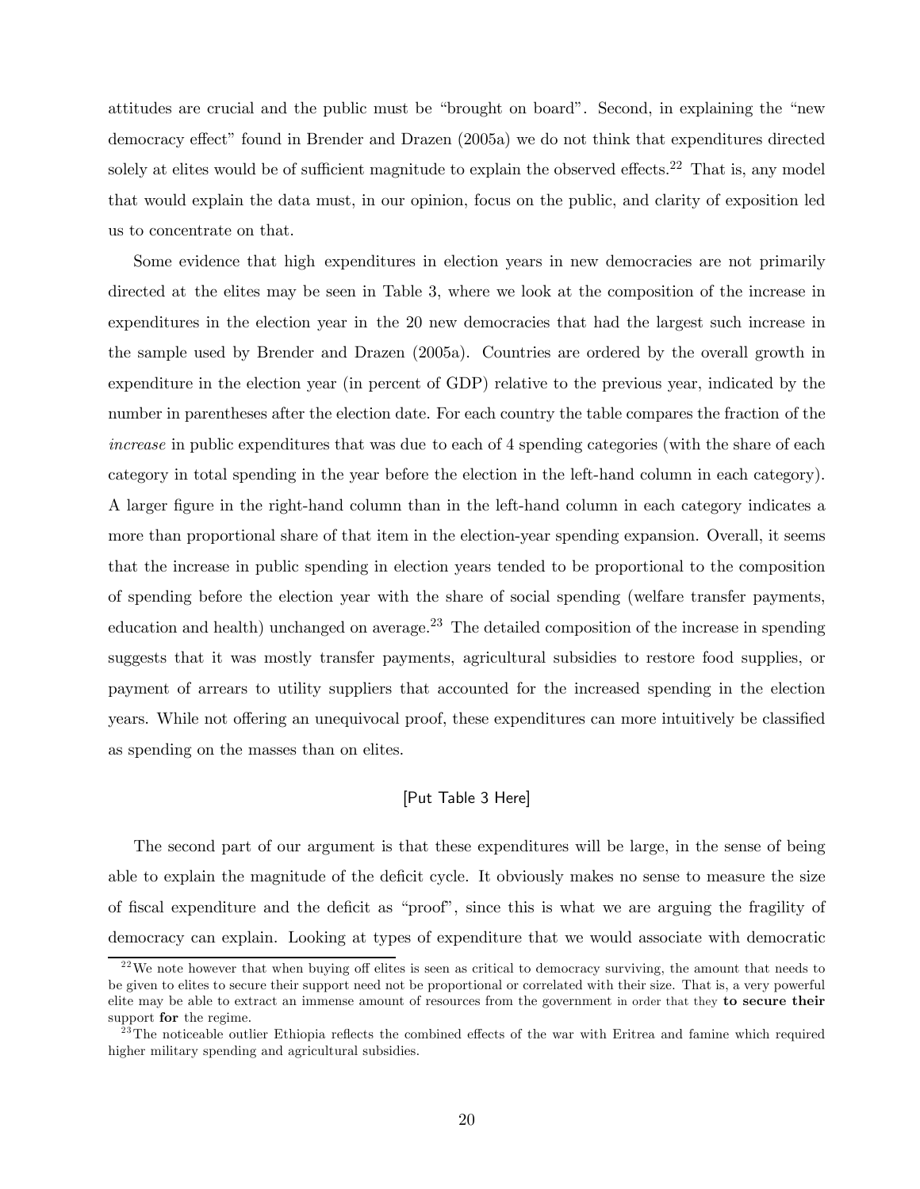attitudes are crucial and the public must be "brought on board". Second, in explaining the "new democracy effect" found in Brender and Drazen (2005a) we do not think that expenditures directed solely at elites would be of sufficient magnitude to explain the observed effects.[22] That is, any model that would explain the data must, in our opinion, focus on the public, and clarity of exposition led us to concentrate on that.

Some evidence that high expenditures in election years in new democracies are not primarily directed at the elites may be seen in Table 3, where we look at the composition of the increase in expenditures in the election year in the 20 new democracies that had the largest such increase in the sample used by Brender and Drazen (2005a). Countries are ordered by the overall growth in expenditure in the election year (in percent of GDP) relative to the previous year, indicated by the number in parentheses after the election date. For each country the table compares the fraction of the *increase* in public expenditures that was due to each of 4 spending categories (with the share of each category in total spending in the year before the election in the left-hand column in each category). A larger figure in the right-hand column than in the left-hand column in each category indicates a more than proportional share of that item in the election-year spending expansion. Overall, it seems that the increase in public spending in election years tended to be proportional to the composition of spending before the election year with the share of social spending (welfare transfer payments, education and health) unchanged on average.[23] The detailed composition of the increase in spending suggests that it was mostly transfer payments, agricultural subsidies to restore food supplies, or payment of arrears to utility suppliers that accounted for the increased spending in the election years. While not offering an unequivocal proof, these expenditures can more intuitively be classified as spending on the masses than on elites.

[Put Table 3 Here]

The second part of our argument is that these expenditures will be large, in the sense of being able to explain the magnitude of the deficit cycle. It obviously makes no sense to measure the size of fiscal expenditure and the deficit as "proof", since this is what we are arguing the fragility of democracy can explain. Looking at types of expenditure that we would associate with democratic

[22] We note however that when buying off elites is seen as critical to democracy surviving, the amount that needs to be given to elites to secure their support need not be proportional or correlated with their size. That is, a very powerful elite may be able to extract an immense amount of resources from the government in order that they **to secure their** support **for** the regime.

[23] The noticeable outlier Ethiopia reflects the combined effects of the war with Eritrea and famine which required higher military spending and agricultural subsidies.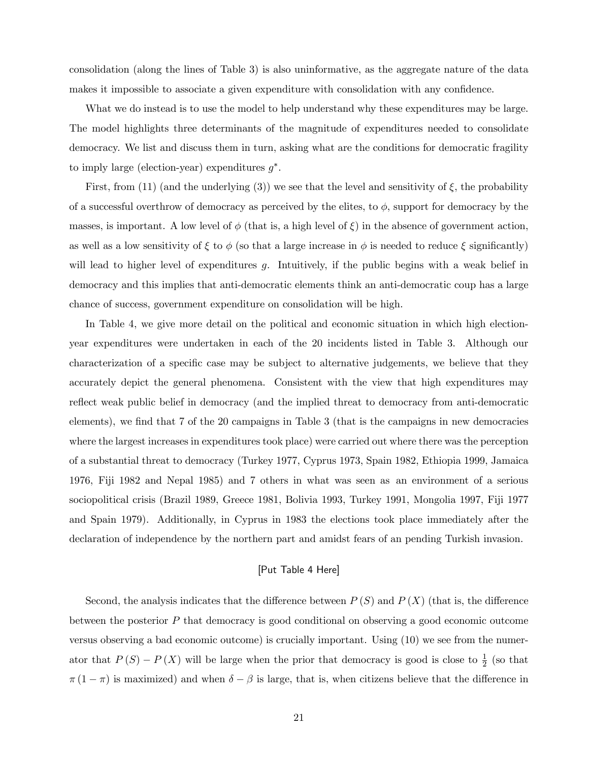consolidation (along the lines of Table 3) is also uninformative, as the aggregate nature of the data makes it impossible to associate a given expenditure with consolidation with any confidence.

What we do instead is to use the model to help understand why these expenditures may be large. The model highlights three determinants of the magnitude of expenditures needed to consolidate democracy. We list and discuss them in turn, asking what are the conditions for democratic fragility to imply large (election-year) expenditures $g^*$.

First, from (11) (and the underlying (3)) we see that the level and sensitivity of $\xi$, the probability of a successful overthrow of democracy as perceived by the elites, to $\phi$, support for democracy by the masses, is important. A low level of $\phi$ (that is, a high level of $\xi$) in the absence of government action, as well as a low sensitivity of $\xi$ to $\phi$ (so that a large increase in $\phi$ is needed to reduce $\xi$ significantly) will lead to higher level of expenditures $g$. Intuitively, if the public begins with a weak belief in democracy and this implies that anti-democratic elements think an anti-democratic coup has a large chance of success, government expenditure on consolidation will be high.

In Table 4, we give more detail on the political and economic situation in which high election-year expenditures were undertaken in each of the 20 incidents listed in Table 3. Although our characterization of a specific case may be subject to alternative judgements, we believe that they accurately depict the general phenomena. Consistent with the view that high expenditures may reflect weak public belief in democracy (and the implied threat to democracy from anti-democratic elements), we find that 7 of the 20 campaigns in Table 3 (that is the campaigns in new democracies where the largest increases in expenditures took place) were carried out where there was the perception of a substantial threat to democracy (Turkey 1977, Cyprus 1973, Spain 1982, Ethiopia 1999, Jamaica 1976, Fiji 1982 and Nepal 1985) and 7 others in what was seen as an environment of a serious sociopolitical crisis (Brazil 1989, Greece 1981, Bolivia 1993, Turkey 1991, Mongolia 1997, Fiji 1977 and Spain 1979). Additionally, in Cyprus in 1983 the elections took place immediately after the declaration of independence by the northern part and amidst fears of an pending Turkish invasion.

[Put Table 4 Here]

Second, the analysis indicates that the difference between $P(S)$ and $P(X)$ (that is, the difference between the posterior $P$ that democracy is good conditional on observing a good economic outcome versus observing a bad economic outcome) is crucially important. Using (10) we see from the numerator that $P(S) - P(X)$ will be large when the prior that democracy is good is close to $\frac{1}{2}$ (so that $\pi(1-\pi)$ is maximized) and when $\delta - \beta$ is large, that is, when citizens believe that the difference in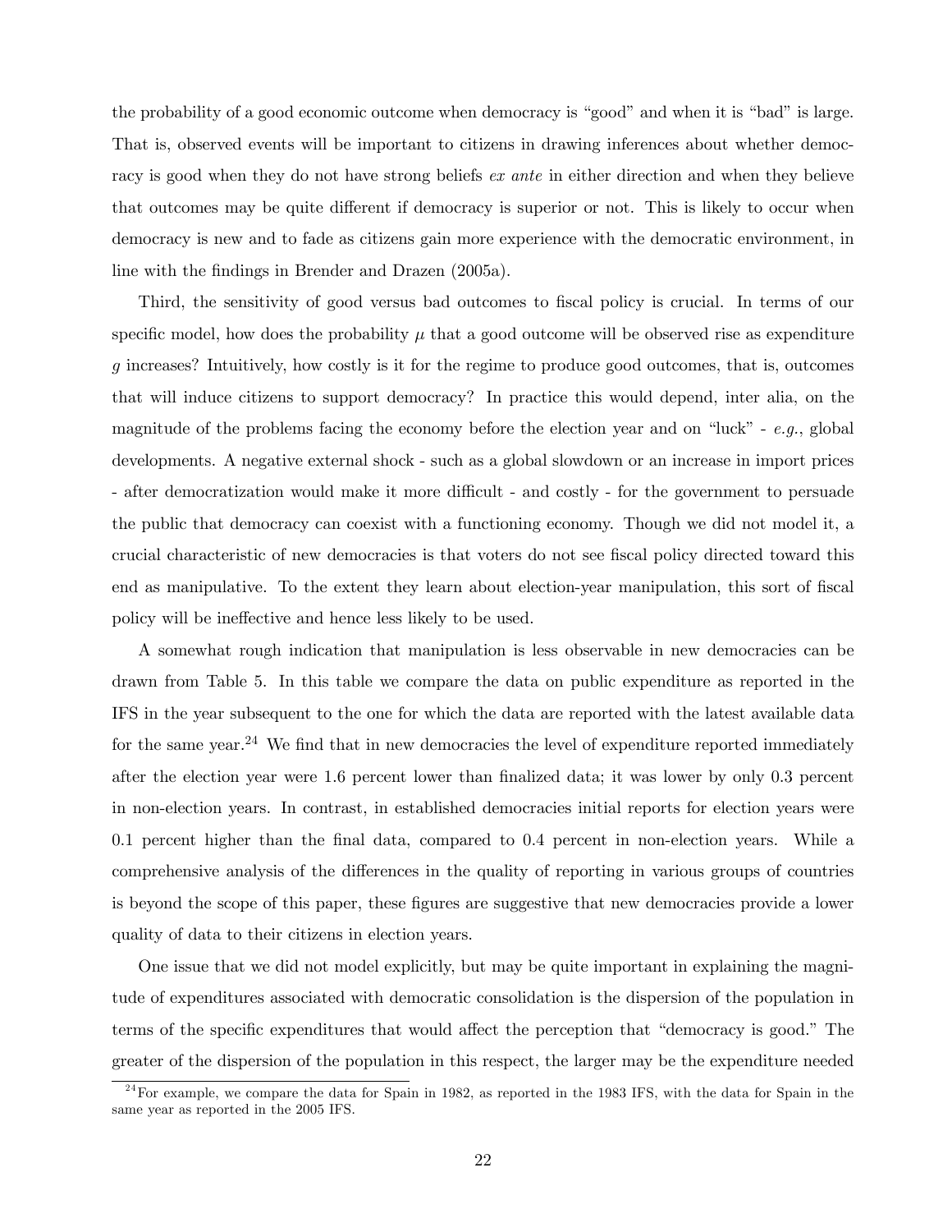the probability of a good economic outcome when democracy is "good" and when it is "bad" is large. That is, observed events will be important to citizens in drawing inferences about whether democracy is good when they do not have strong beliefs *ex ante* in either direction and when they believe that outcomes may be quite different if democracy is superior or not. This is likely to occur when democracy is new and to fade as citizens gain more experience with the democratic environment, in line with the findings in Brender and Drazen (2005a).

Third, the sensitivity of good versus bad outcomes to fiscal policy is crucial. In terms of our specific model, how does the probability $\mu$ that a good outcome will be observed rise as expenditure $g$ increases? Intuitively, how costly is it for the regime to produce good outcomes, that is, outcomes that will induce citizens to support democracy? In practice this would depend, inter alia, on the magnitude of the problems facing the economy before the election year and on "luck" - *e.g.*, global developments. A negative external shock - such as a global slowdown or an increase in import prices - after democratization would make it more difficult - and costly - for the government to persuade the public that democracy can coexist with a functioning economy. Though we did not model it, a crucial characteristic of new democracies is that voters do not see fiscal policy directed toward this end as manipulative. To the extent they learn about election-year manipulation, this sort of fiscal policy will be ineffective and hence less likely to be used.

A somewhat rough indication that manipulation is less observable in new democracies can be drawn from Table 5. In this table we compare the data on public expenditure as reported in the IFS in the year subsequent to the one for which the data are reported with the latest available data for the same year.[24] We find that in new democracies the level of expenditure reported immediately after the election year were 1.6 percent lower than finalized data; it was lower by only 0.3 percent in non-election years. In contrast, in established democracies initial reports for election years were 0.1 percent higher than the final data, compared to 0.4 percent in non-election years. While a comprehensive analysis of the differences in the quality of reporting in various groups of countries is beyond the scope of this paper, these figures are suggestive that new democracies provide a lower quality of data to their citizens in election years.

One issue that we did not model explicitly, but may be quite important in explaining the magnitude of expenditures associated with democratic consolidation is the dispersion of the population in terms of the specific expenditures that would affect the perception that "democracy is good." The greater of the dispersion of the population in this respect, the larger may be the expenditure needed

[24] For example, we compare the data for Spain in 1982, as reported in the 1983 IFS, with the data for Spain in the same year as reported in the 2005 IFS.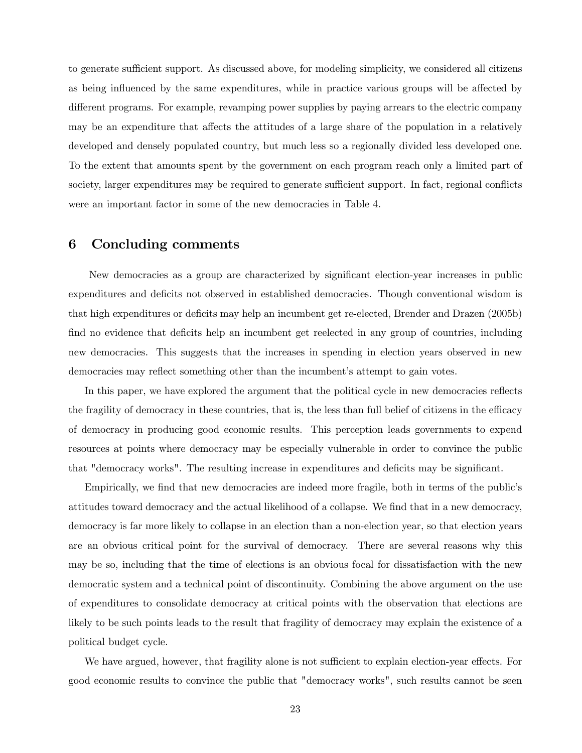to generate sufficient support. As discussed above, for modeling simplicity, we considered all citizens as being influenced by the same expenditures, while in practice various groups will be affected by different programs. For example, revamping power supplies by paying arrears to the electric company may be an expenditure that affects the attitudes of a large share of the population in a relatively developed and densely populated country, but much less so a regionally divided less developed one. To the extent that amounts spent by the government on each program reach only a limited part of society, larger expenditures may be required to generate sufficient support. In fact, regional conflicts were an important factor in some of the new democracies in Table 4.

## 6 Concluding comments

New democracies as a group are characterized by significant election-year increases in public expenditures and deficits not observed in established democracies. Though conventional wisdom is that high expenditures or deficits may help an incumbent get re-elected, Brender and Drazen (2005b) find no evidence that deficits help an incumbent get reelected in any group of countries, including new democracies. This suggests that the increases in spending in election years observed in new democracies may reflect something other than the incumbent's attempt to gain votes.

In this paper, we have explored the argument that the political cycle in new democracies reflects the fragility of democracy in these countries, that is, the less than full belief of citizens in the efficacy of democracy in producing good economic results. This perception leads governments to expend resources at points where democracy may be especially vulnerable in order to convince the public that "democracy works". The resulting increase in expenditures and deficits may be significant.

Empirically, we find that new democracies are indeed more fragile, both in terms of the public's attitudes toward democracy and the actual likelihood of a collapse. We find that in a new democracy, democracy is far more likely to collapse in an election than a non-election year, so that election years are an obvious critical point for the survival of democracy. There are several reasons why this may be so, including that the time of elections is an obvious focal for dissatisfaction with the new democratic system and a technical point of discontinuity. Combining the above argument on the use of expenditures to consolidate democracy at critical points with the observation that elections are likely to be such points leads to the result that fragility of democracy may explain the existence of a political budget cycle.

We have argued, however, that fragility alone is not sufficient to explain election-year effects. For good economic results to convince the public that "democracy works", such results cannot be seen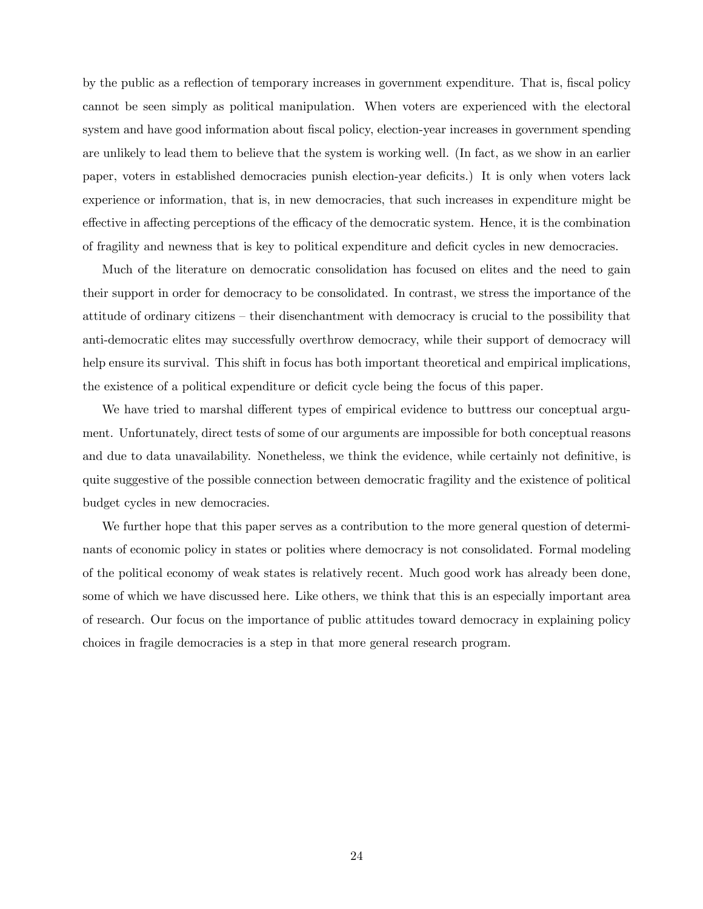by the public as a reflection of temporary increases in government expenditure. That is, fiscal policy cannot be seen simply as political manipulation. When voters are experienced with the electoral system and have good information about fiscal policy, election-year increases in government spending are unlikely to lead them to believe that the system is working well. (In fact, as we show in an earlier paper, voters in established democracies punish election-year deficits.) It is only when voters lack experience or information, that is, in new democracies, that such increases in expenditure might be effective in affecting perceptions of the efficacy of the democratic system. Hence, it is the combination of fragility and newness that is key to political expenditure and deficit cycles in new democracies.

Much of the literature on democratic consolidation has focused on elites and the need to gain their support in order for democracy to be consolidated. In contrast, we stress the importance of the attitude of ordinary citizens – their disenchantment with democracy is crucial to the possibility that anti-democratic elites may successfully overthrow democracy, while their support of democracy will help ensure its survival. This shift in focus has both important theoretical and empirical implications, the existence of a political expenditure or deficit cycle being the focus of this paper.

We have tried to marshal different types of empirical evidence to buttress our conceptual argument. Unfortunately, direct tests of some of our arguments are impossible for both conceptual reasons and due to data unavailability. Nonetheless, we think the evidence, while certainly not definitive, is quite suggestive of the possible connection between democratic fragility and the existence of political budget cycles in new democracies.

We further hope that this paper serves as a contribution to the more general question of determinants of economic policy in states or polities where democracy is not consolidated. Formal modeling of the political economy of weak states is relatively recent. Much good work has already been done, some of which we have discussed here. Like others, we think that this is an especially important area of research. Our focus on the importance of public attitudes toward democracy in explaining policy choices in fragile democracies is a step in that more general research program.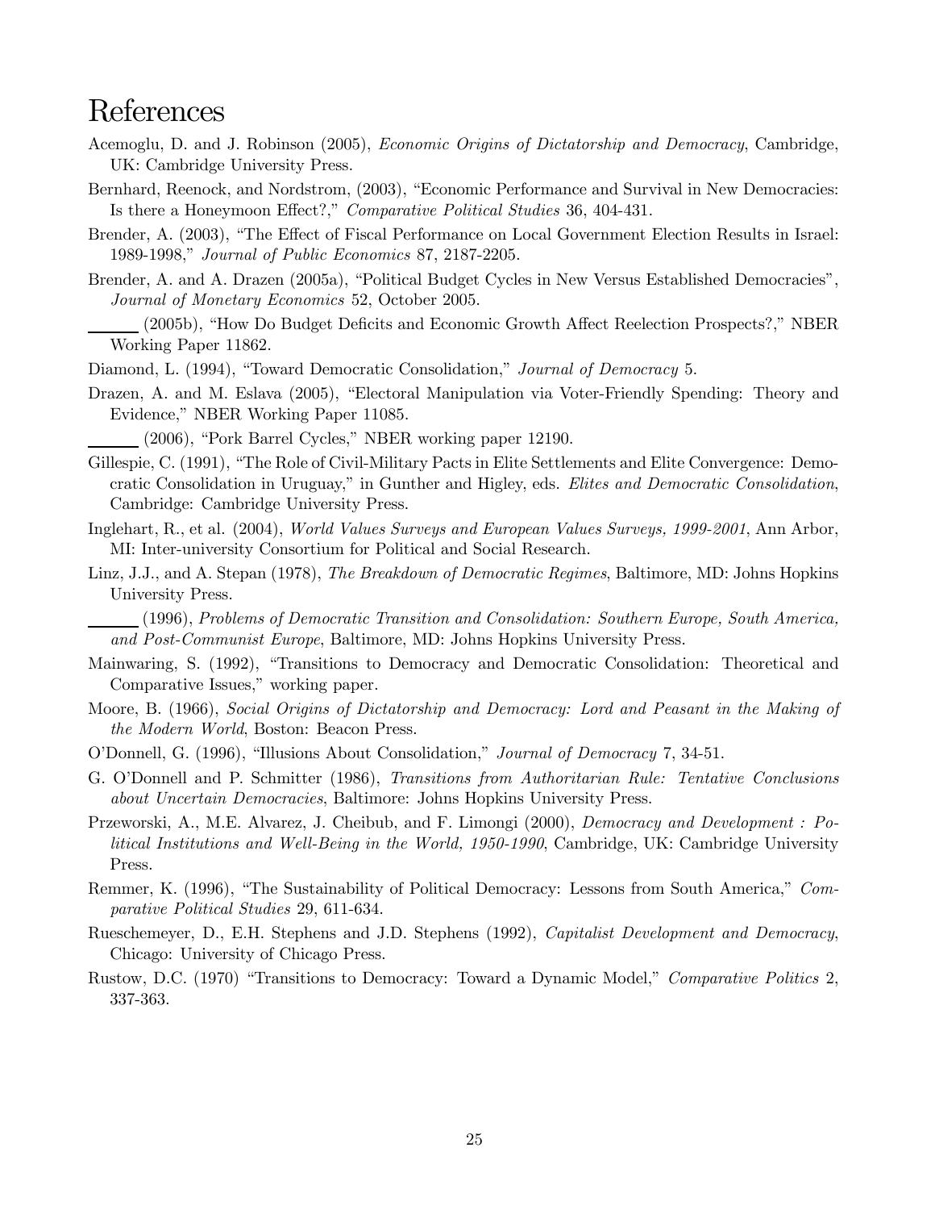# References

Acemoglu, D. and J. Robinson (2005), *Economic Origins of Dictatorship and Democracy*, Cambridge, UK: Cambridge University Press.

Bernhard, Reenock, and Nordstrom, (2003), "Economic Performance and Survival in New Democracies: Is there a Honeymoon Effect?," *Comparative Political Studies* 36, 404-431.

Brender, A. (2003), "The Effect of Fiscal Performance on Local Government Election Results in Israel: 1989-1998," *Journal of Public Economics* 87, 2187-2205.

Brender, A. and A. Drazen (2005a), "Political Budget Cycles in New Versus Established Democracies", *Journal of Monetary Economics* 52, October 2005.

\_\_\_\_\_\_ (2005b), "How Do Budget Deficits and Economic Growth Affect Reelection Prospects?," NBER Working Paper 11862.

Diamond, L. (1994), "Toward Democratic Consolidation," *Journal of Democracy* 5.

Drazen, A. and M. Eslava (2005), "Electoral Manipulation via Voter-Friendly Spending: Theory and Evidence," NBER Working Paper 11085.

\_\_\_\_\_\_ (2006), "Pork Barrel Cycles," NBER working paper 12190.

Gillespie, C. (1991), "The Role of Civil-Military Pacts in Elite Settlements and Elite Convergence: Democratic Consolidation in Uruguay," in Gunther and Higley, eds. *Elites and Democratic Consolidation*, Cambridge: Cambridge University Press.

Inglehart, R., et al. (2004), *World Values Surveys and European Values Surveys, 1999-2001*, Ann Arbor, MI: Inter-university Consortium for Political and Social Research.

Linz, J.J., and A. Stepan (1978), *The Breakdown of Democratic Regimes*, Baltimore, MD: Johns Hopkins University Press.

\_\_\_\_\_\_ (1996), *Problems of Democratic Transition and Consolidation: Southern Europe, South America, and Post-Communist Europe*, Baltimore, MD: Johns Hopkins University Press.

Mainwaring, S. (1992), "Transitions to Democracy and Democratic Consolidation: Theoretical and Comparative Issues," working paper.

Moore, B. (1966), *Social Origins of Dictatorship and Democracy: Lord and Peasant in the Making of the Modern World*, Boston: Beacon Press.

O'Donnell, G. (1996), "Illusions About Consolidation," *Journal of Democracy* 7, 34-51.

G. O'Donnell and P. Schmitter (1986), *Transitions from Authoritarian Rule: Tentative Conclusions about Uncertain Democracies*, Baltimore: Johns Hopkins University Press.

Przeworski, A., M.E. Alvarez, J. Cheibub, and F. Limongi (2000), *Democracy and Development : Political Institutions and Well-Being in the World, 1950-1990*, Cambridge, UK: Cambridge University Press.

Remmer, K. (1996), "The Sustainability of Political Democracy: Lessons from South America," *Comparative Political Studies* 29, 611-634.

Rueschemeyer, D., E.H. Stephens and J.D. Stephens (1992), *Capitalist Development and Democracy*, Chicago: University of Chicago Press.

Rustow, D.C. (1970) "Transitions to Democracy: Toward a Dynamic Model," *Comparative Politics* 2, 337-363.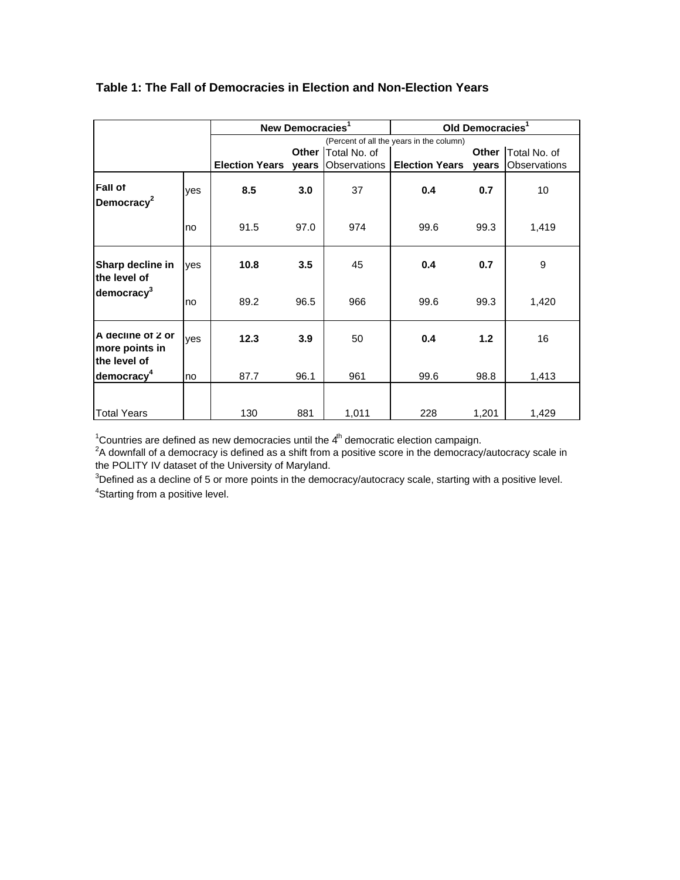**Table 1: The Fall of Democracies in Election and Non-Election Years**

| | | New Democracies[1] | | | Old Democracies[1] | | |
|---|---|---|---|---|---|---|---|
| | | (Percent of all the years in the column) | | | | | |
| | | **Election Years** | **Other years** | Total No. of Observations | **Election Years** | **Other years** | Total No. of Observations |
| **Fall of Democracy[2]** | yes | **8.5** | **3.0** | 37 | **0.4** | **0.7** | 10 |
| | no | 91.5 | 97.0 | 974 | 99.6 | 99.3 | 1,419 |
| **Sharp decline in the level of democracy[3]** | yes | **10.8** | **3.5** | 45 | **0.4** | **0.7** | 9 |
| | no | 89.2 | 96.5 | 966 | 99.6 | 99.3 | 1,420 |
| **A decline of 2 or more points in the level of democracy[4]** | yes | **12.3** | **3.9** | 50 | **0.4** | **1.2** | 16 |
| | no | 87.7 | 96.1 | 961 | 99.6 | 98.8 | 1,413 |
| Total Years | | 130 | 881 | 1,011 | 228 | 1,201 | 1,429 |

[1]Countries are defined as new democracies until the 4[th] democratic election campaign.
[2]A downfall of a democracy is defined as a shift from a positive score in the democracy/autocracy scale in the POLITY IV dataset of the University of Maryland.
[3]Defined as a decline of 5 or more points in the democracy/autocracy scale, starting with a positive level.
[4]Starting from a positive level.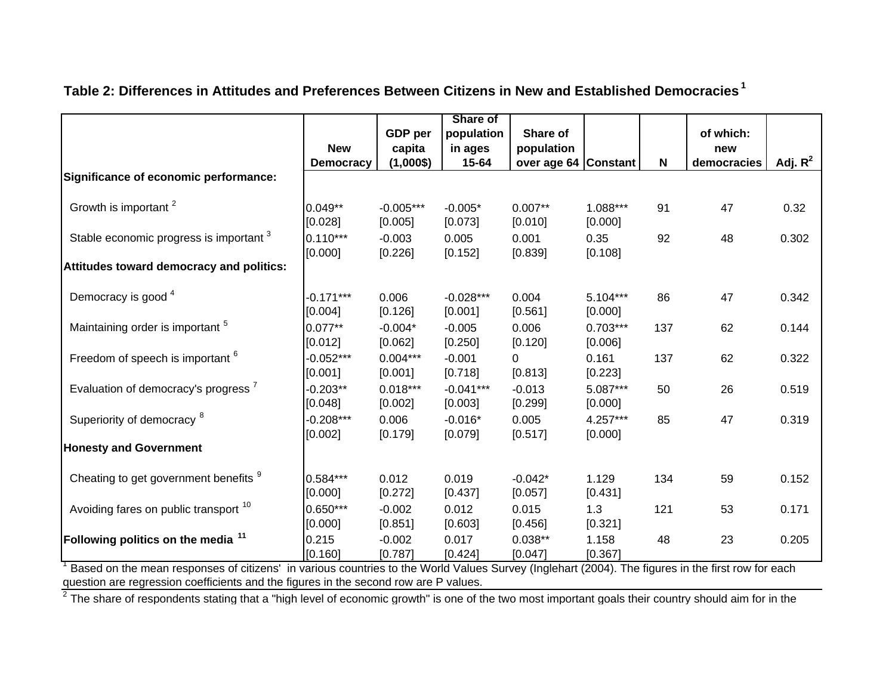## Table 2: Differences in Attitudes and Preferences Between Citizens in New and Established Democracies [1]

| | New Democracy | GDP per capita (1,000$) | Share of population in ages 15-64 | Share of population over age 64 | Constant | N | of which: new democracies | Adj. $R^2$ |
|---|---|---|---|---|---|---|---|---|
| **Significance of economic performance:** | | | | | | | | |
| Growth is important [2] | 0.049** | -0.005*** | -0.005* | 0.007** | 1.088*** | 91 | 47 | 0.32 |
| | [0.028] | [0.005] | [0.073] | [0.010] | [0.000] | | | |
| Stable economic progress is important [3] | 0.110*** | -0.003 | 0.005 | 0.001 | 0.35 | 92 | 48 | 0.302 |
| | [0.000] | [0.226] | [0.152] | [0.839] | [0.108] | | | |
| **Attitudes toward democracy and politics:** | | | | | | | | |
| Democracy is good [4] | -0.171*** | 0.006 | -0.028*** | 0.004 | 5.104*** | 86 | 47 | 0.342 |
| | [0.004] | [0.126] | [0.001] | [0.561] | [0.000] | | | |
| Maintaining order is important [5] | 0.077** | -0.004* | -0.005 | 0.006 | 0.703*** | 137 | 62 | 0.144 |
| | [0.012] | [0.062] | [0.250] | [0.120] | [0.006] | | | |
| Freedom of speech is important [6] | -0.052*** | 0.004*** | -0.001 | 0 | 0.161 | 137 | 62 | 0.322 |
| | [0.001] | [0.001] | [0.718] | [0.813] | [0.223] | | | |
| Evaluation of democracy's progress [7] | -0.203** | 0.018*** | -0.041*** | -0.013 | 5.087*** | 50 | 26 | 0.519 |
| | [0.048] | [0.002] | [0.003] | [0.299] | [0.000] | | | |
| Superiority of democracy [8] | -0.208*** | 0.006 | -0.016* | 0.005 | 4.257*** | 85 | 47 | 0.319 |
| | [0.002] | [0.179] | [0.079] | [0.517] | [0.000] | | | |
| **Honesty and Government** | | | | | | | | |
| Cheating to get government benefits [9] | 0.584*** | 0.012 | 0.019 | -0.042* | 1.129 | 134 | 59 | 0.152 |
| | [0.000] | [0.272] | [0.437] | [0.057] | [0.431] | | | |
| Avoiding fares on public transport [10] | 0.650*** | -0.002 | 0.012 | 0.015 | 1.3 | 121 | 53 | 0.171 |
| | [0.000] | [0.851] | [0.603] | [0.456] | [0.321] | | | |
| **Following politics on the media [11]** | 0.215 | -0.002 | 0.017 | 0.038** | 1.158 | 48 | 23 | 0.205 |
| | [0.160] | [0.787] | [0.424] | [0.047] | [0.367] | | | |

[1] Based on the mean responses of citizens' in various countries to the World Values Survey (Inglehart (2004). The figures in the first row for each question are regression coefficients and the figures in the second row are P values.

[2] The share of respondents stating that a "high level of economic growth" is one of the two most important goals their country should aim for in the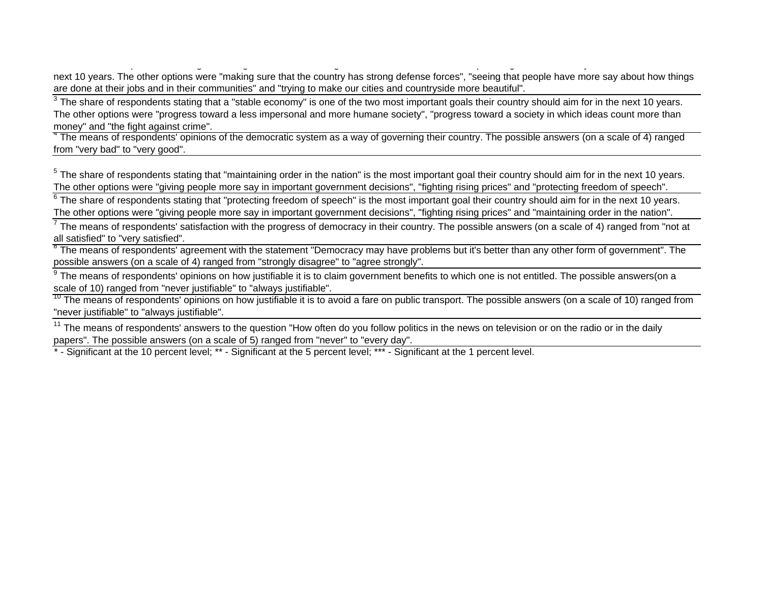next 10 years. The other options were "making sure that the country has strong defense forces", "seeing that people have more say about how things are done at their jobs and in their communities" and "trying to make our cities and countryside more beautiful".

[3] The share of respondents stating that a "stable economy" is one of the two most important goals their country should aim for in the next 10 years. The other options were "progress toward a less impersonal and more humane society", "progress toward a society in which ideas count more than money" and "the fight against crime".

[4] The means of respondents' opinions of the democratic system as a way of governing their country. The possible answers (on a scale of 4) ranged from "very bad" to "very good".

[5] The share of respondents stating that "maintaining order in the nation" is the most important goal their country should aim for in the next 10 years. The other options were "giving people more say in important government decisions", "fighting rising prices" and "protecting freedom of speech".

[6] The share of respondents stating that "protecting freedom of speech" is the most important goal their country should aim for in the next 10 years. The other options were "giving people more say in important government decisions", "fighting rising prices" and "maintaining order in the nation".

[7] The means of respondents' satisfaction with the progress of democracy in their country. The possible answers (on a scale of 4) ranged from "not at all satisfied" to "very satisfied".

[8] The means of respondents' agreement with the statement "Democracy may have problems but it's better than any other form of government". The possible answers (on a scale of 4) ranged from "strongly disagree" to "agree strongly".

[9] The means of respondents' opinions on how justifiable it is to claim government benefits to which one is not entitled. The possible answers(on a scale of 10) ranged from "never justifiable" to "always justifiable".

[10] The means of respondents' opinions on how justifiable it is to avoid a fare on public transport. The possible answers (on a scale of 10) ranged from "never justifiable" to "always justifiable".

[11] The means of respondents' answers to the question "How often do you follow politics in the news on television or on the radio or in the daily papers". The possible answers (on a scale of 5) ranged from "never" to "every day".

* - Significant at the 10 percent level; ** - Significant at the 5 percent level; *** - Significant at the 1 percent level.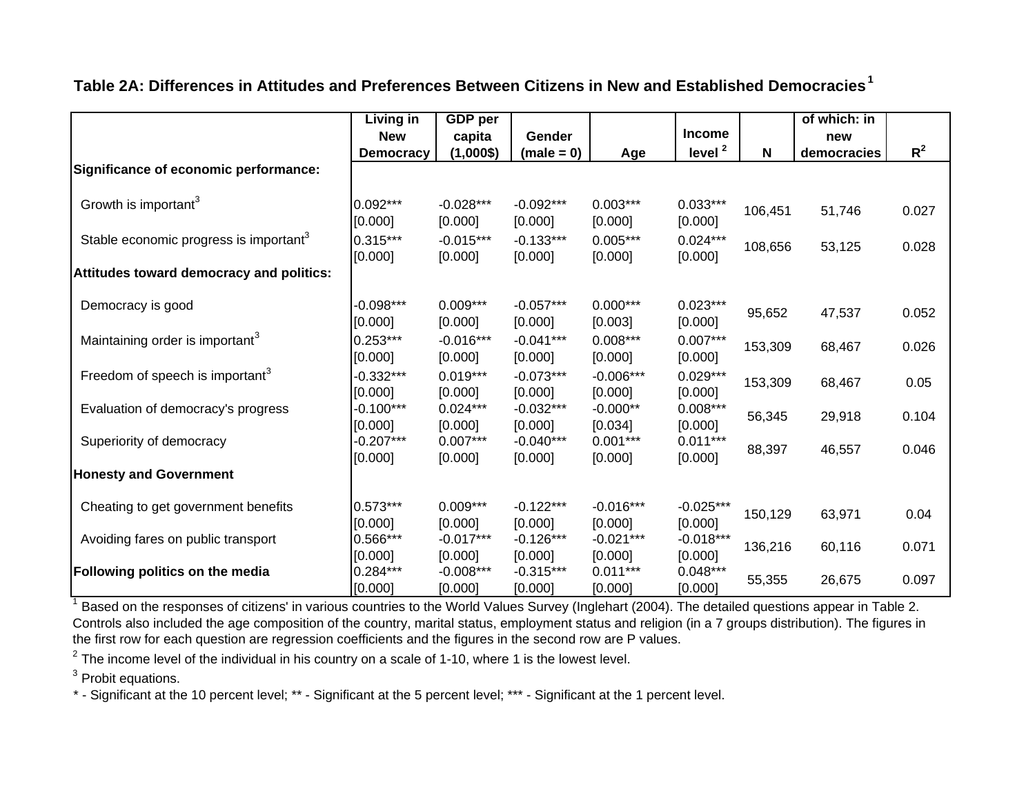**Table 2A: Differences in Attitudes and Preferences Between Citizens in New and Established Democracies[1]**

| | Living in New Democracy | GDP per capita (1,000$) | Gender (male = 0) | Age | Income level [2] | N | of which: in new democracies | $R^2$ |
|---|---|---|---|---|---|---|---|---|
| **Significance of economic performance:** | | | | | | | | |
| Growth is important[3] | 0.092*** [0.000] | -0.028*** [0.000] | -0.092*** [0.000] | 0.003*** [0.000] | 0.033*** [0.000] | 106,451 | 51,746 | 0.027 |
| Stable economic progress is important[3] | 0.315*** [0.000] | -0.015*** [0.000] | -0.133*** [0.000] | 0.005*** [0.000] | 0.024*** [0.000] | 108,656 | 53,125 | 0.028 |
| **Attitudes toward democracy and politics:** | | | | | | | | |
| Democracy is good | -0.098*** [0.000] | 0.009*** [0.000] | -0.057*** [0.000] | 0.000*** [0.003] | 0.023*** [0.000] | 95,652 | 47,537 | 0.052 |
| Maintaining order is important[3] | 0.253*** [0.000] | -0.016*** [0.000] | -0.041*** [0.000] | 0.008*** [0.000] | 0.007*** [0.000] | 153,309 | 68,467 | 0.026 |
| Freedom of speech is important[3] | -0.332*** [0.000] | 0.019*** [0.000] | -0.073*** [0.000] | -0.006*** [0.000] | 0.029*** [0.000] | 153,309 | 68,467 | 0.05 |
| Evaluation of democracy's progress | -0.100*** [0.000] | 0.024*** [0.000] | -0.032*** [0.000] | -0.000** [0.034] | 0.008*** [0.000] | 56,345 | 29,918 | 0.104 |
| Superiority of democracy | -0.207*** [0.000] | 0.007*** [0.000] | -0.040*** [0.000] | 0.001*** [0.000] | 0.011*** [0.000] | 88,397 | 46,557 | 0.046 |
| **Honesty and Government** | | | | | | | | |
| Cheating to get government benefits | 0.573*** [0.000] | 0.009*** [0.000] | -0.122*** [0.000] | -0.016*** [0.000] | -0.025*** [0.000] | 150,129 | 63,971 | 0.04 |
| Avoiding fares on public transport | 0.566*** [0.000] | -0.017*** [0.000] | -0.126*** [0.000] | -0.021*** [0.000] | -0.018*** [0.000] | 136,216 | 60,116 | 0.071 |
| **Following politics on the media** | 0.284*** [0.000] | -0.008*** [0.000] | -0.315*** [0.000] | 0.011*** [0.000] | 0.048*** [0.000] | 55,355 | 26,675 | 0.097 |

[1] Based on the responses of citizens' in various countries to the World Values Survey (Inglehart (2004). The detailed questions appear in Table 2. Controls also included the age composition of the country, marital status, employment status and religion (in a 7 groups distribution). The figures in the first row for each question are regression coefficients and the figures in the second row are P values.

[2] The income level of the individual in his country on a scale of 1-10, where 1 is the lowest level.

[3] Probit equations.

* - Significant at the 10 percent level; ** - Significant at the 5 percent level; *** - Significant at the 1 percent level.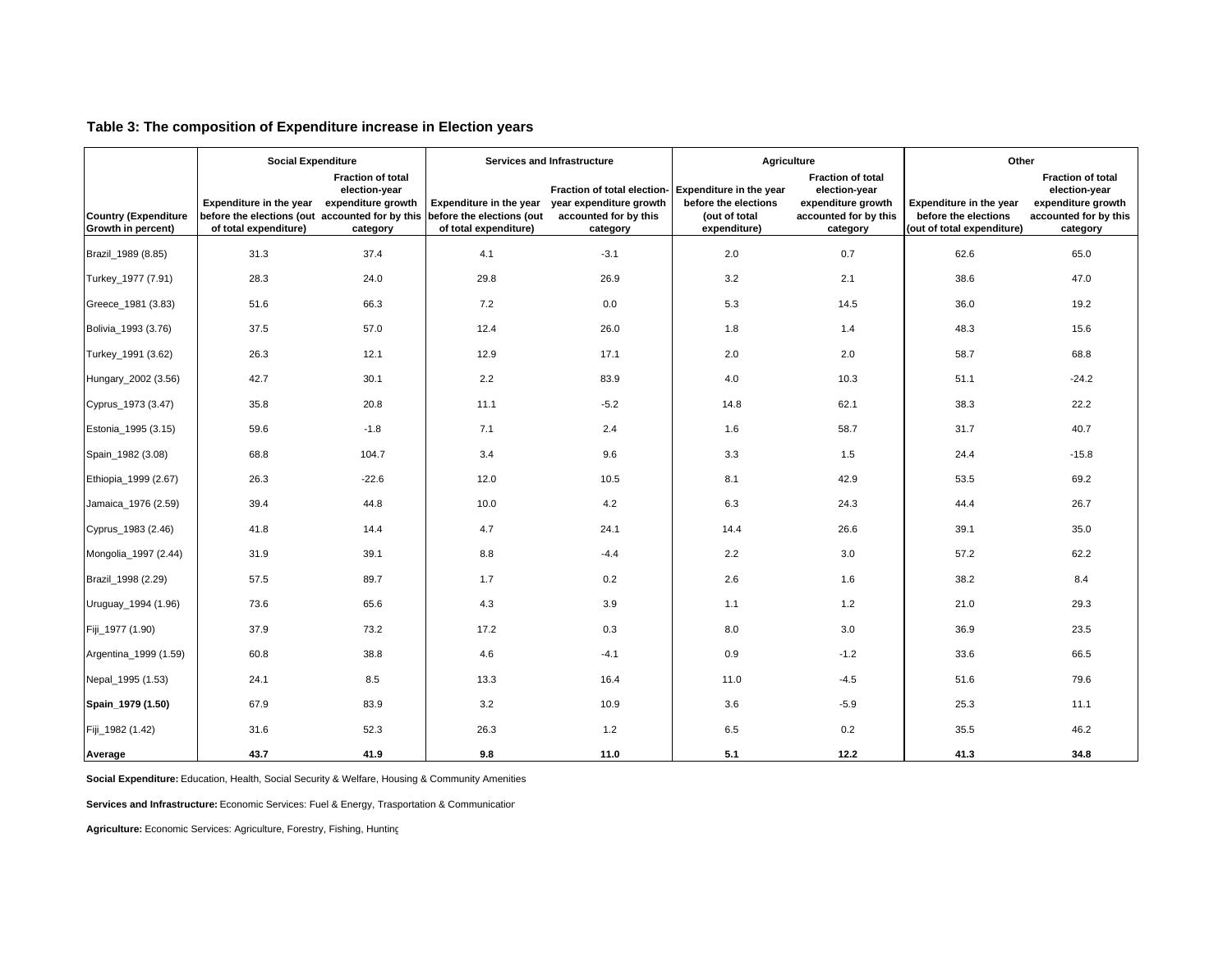**Table 3: The composition of Expenditure increase in Election years**

| Country (Expenditure Growth in percent) | Social Expenditure | | Services and Infrastructure | | Agriculture | | Other | |
|---|---|---|---|---|---|---|---|---|
| | Expenditure in the year before the elections (out of total expenditure) | Fraction of total election-year expenditure growth accounted for by this category | Expenditure in the year before the elections (out of total expenditure) | Fraction of total election-year expenditure growth accounted for by this category | Expenditure in the year before the elections (out of total expenditure) | Fraction of total election-year expenditure growth accounted for by this category | Expenditure in the year before the elections (out of total expenditure) | Fraction of total election-year expenditure growth accounted for by this category |
| Brazil_1989 (8.85) | 31.3 | 37.4 | 4.1 | -3.1 | 2.0 | 0.7 | 62.6 | 65.0 |
| Turkey_1977 (7.91) | 28.3 | 24.0 | 29.8 | 26.9 | 3.2 | 2.1 | 38.6 | 47.0 |
| Greece_1981 (3.83) | 51.6 | 66.3 | 7.2 | 0.0 | 5.3 | 14.5 | 36.0 | 19.2 |
| Bolivia_1993 (3.76) | 37.5 | 57.0 | 12.4 | 26.0 | 1.8 | 1.4 | 48.3 | 15.6 |
| Turkey_1991 (3.62) | 26.3 | 12.1 | 12.9 | 17.1 | 2.0 | 2.0 | 58.7 | 68.8 |
| Hungary_2002 (3.56) | 42.7 | 30.1 | 2.2 | 83.9 | 4.0 | 10.3 | 51.1 | -24.2 |
| Cyprus_1973 (3.47) | 35.8 | 20.8 | 11.1 | -5.2 | 14.8 | 62.1 | 38.3 | 22.2 |
| Estonia_1995 (3.15) | 59.6 | -1.8 | 7.1 | 2.4 | 1.6 | 58.7 | 31.7 | 40.7 |
| Spain_1982 (3.08) | 68.8 | 104.7 | 3.4 | 9.6 | 3.3 | 1.5 | 24.4 | -15.8 |
| Ethiopia_1999 (2.67) | 26.3 | -22.6 | 12.0 | 10.5 | 8.1 | 42.9 | 53.5 | 69.2 |
| Jamaica_1976 (2.59) | 39.4 | 44.8 | 10.0 | 4.2 | 6.3 | 24.3 | 44.4 | 26.7 |
| Cyprus_1983 (2.46) | 41.8 | 14.4 | 4.7 | 24.1 | 14.4 | 26.6 | 39.1 | 35.0 |
| Mongolia_1997 (2.44) | 31.9 | 39.1 | 8.8 | -4.4 | 2.2 | 3.0 | 57.2 | 62.2 |
| Brazil_1998 (2.29) | 57.5 | 89.7 | 1.7 | 0.2 | 2.6 | 1.6 | 38.2 | 8.4 |
| Uruguay_1994 (1.96) | 73.6 | 65.6 | 4.3 | 3.9 | 1.1 | 1.2 | 21.0 | 29.3 |
| Fiji_1977 (1.90) | 37.9 | 73.2 | 17.2 | 0.3 | 8.0 | 3.0 | 36.9 | 23.5 |
| Argentina_1999 (1.59) | 60.8 | 38.8 | 4.6 | -4.1 | 0.9 | -1.2 | 33.6 | 66.5 |
| Nepal_1995 (1.53) | 24.1 | 8.5 | 13.3 | 16.4 | 11.0 | -4.5 | 51.6 | 79.6 |
| **Spain_1979 (1.50)** | 67.9 | 83.9 | 3.2 | 10.9 | 3.6 | -5.9 | 25.3 | 11.1 |
| Fiji_1982 (1.42) | 31.6 | 52.3 | 26.3 | 1.2 | 6.5 | 0.2 | 35.5 | 46.2 |
| **Average** | **43.7** | **41.9** | **9.8** | **11.0** | **5.1** | **12.2** | **41.3** | **34.8** |

**Social Expenditure:** Education, Health, Social Security & Welfare, Housing & Community Amenities

**Services and Infrastructure:** Economic Services: Fuel & Energy, Trasportation & Communicatior

**Agriculture:** Economic Services: Agriculture, Forestry, Fishing, Huntinç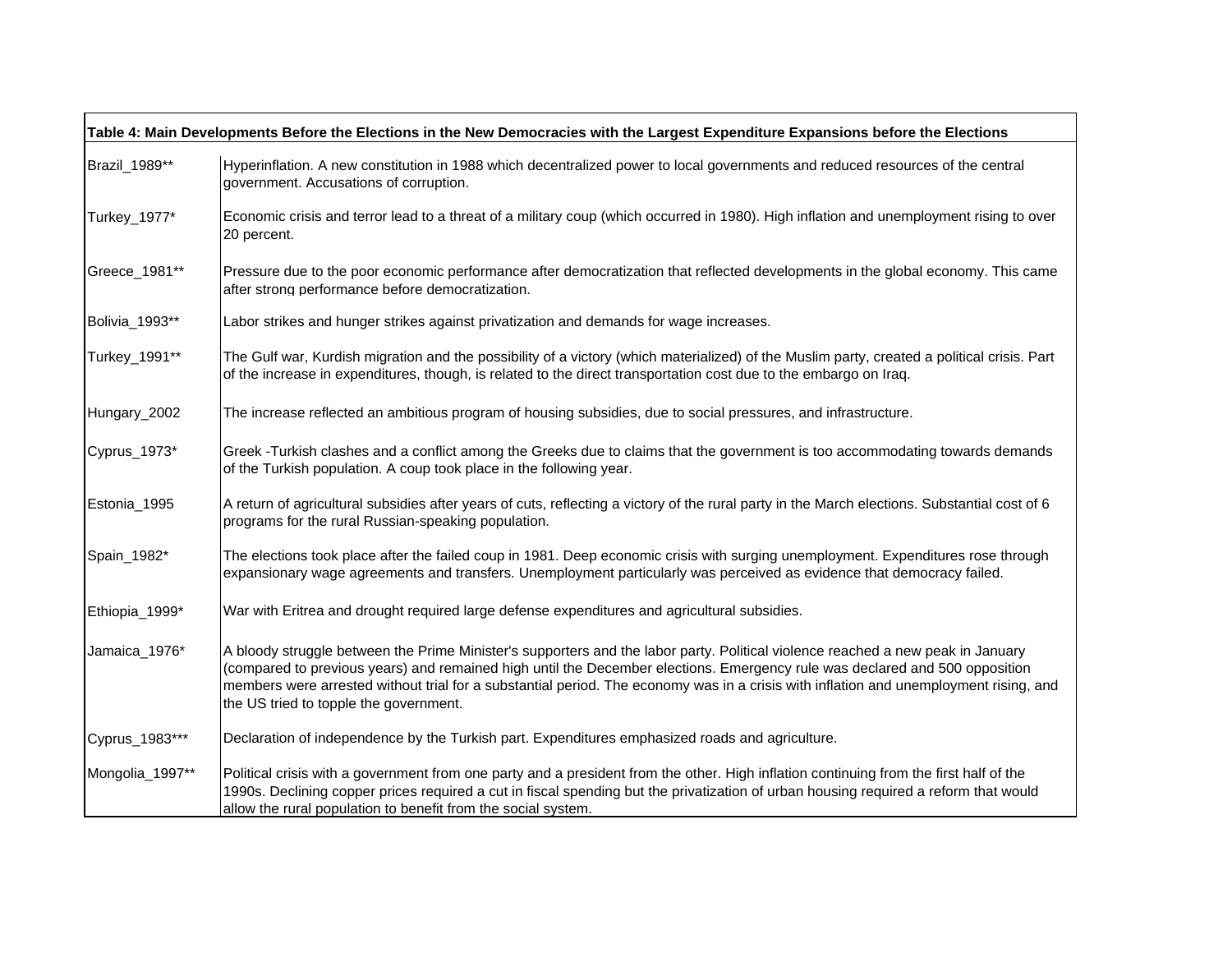**Table 4: Main Developments Before the Elections in the New Democracies with the Largest Expenditure Expansions before the Elections**

| | |
|---|---|
| Brazil_1989** | Hyperinflation. A new constitution in 1988 which decentralized power to local governments and reduced resources of the central government. Accusations of corruption. |
| Turkey_1977* | Economic crisis and terror lead to a threat of a military coup (which occurred in 1980). High inflation and unemployment rising to over 20 percent. |
| Greece_1981** | Pressure due to the poor economic performance after democratization that reflected developments in the global economy. This came after strong performance before democratization. |
| Bolivia_1993** | Labor strikes and hunger strikes against privatization and demands for wage increases. |
| Turkey_1991** | The Gulf war, Kurdish migration and the possibility of a victory (which materialized) of the Muslim party, created a political crisis. Part of the increase in expenditures, though, is related to the direct transportation cost due to the embargo on Iraq. |
| Hungary_2002 | The increase reflected an ambitious program of housing subsidies, due to social pressures, and infrastructure. |
| Cyprus_1973* | Greek -Turkish clashes and a conflict among the Greeks due to claims that the government is too accommodating towards demands of the Turkish population. A coup took place in the following year. |
| Estonia_1995 | A return of agricultural subsidies after years of cuts, reflecting a victory of the rural party in the March elections. Substantial cost of 6 programs for the rural Russian-speaking population. |
| Spain_1982* | The elections took place after the failed coup in 1981. Deep economic crisis with surging unemployment. Expenditures rose through expansionary wage agreements and transfers. Unemployment particularly was perceived as evidence that democracy failed. |
| Ethiopia_1999* | War with Eritrea and drought required large defense expenditures and agricultural subsidies. |
| Jamaica_1976* | A bloody struggle between the Prime Minister's supporters and the labor party. Political violence reached a new peak in January (compared to previous years) and remained high until the December elections. Emergency rule was declared and 500 opposition members were arrested without trial for a substantial period. The economy was in a crisis with inflation and unemployment rising, and the US tried to topple the government. |
| Cyprus_1983*** | Declaration of independence by the Turkish part. Expenditures emphasized roads and agriculture. |
| Mongolia_1997** | Political crisis with a government from one party and a president from the other. High inflation continuing from the first half of the 1990s. Declining copper prices required a cut in fiscal spending but the privatization of urban housing required a reform that would allow the rural population to benefit from the social system. |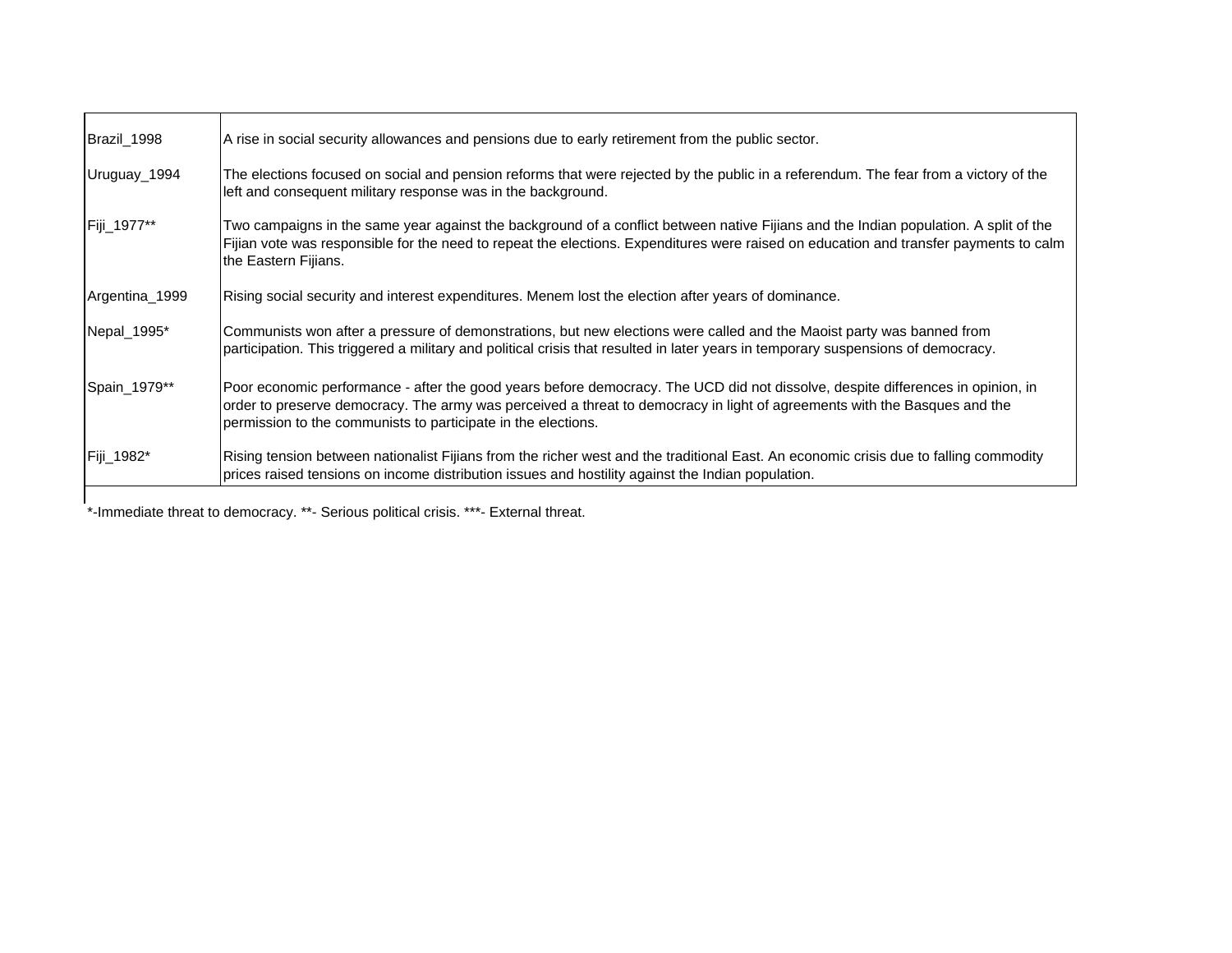| | |
|---|---|
| Brazil_1998 | A rise in social security allowances and pensions due to early retirement from the public sector. |
| Uruguay_1994 | The elections focused on social and pension reforms that were rejected by the public in a referendum. The fear from a victory of the left and consequent military response was in the background. |
| Fiji_1977** | Two campaigns in the same year against the background of a conflict between native Fijians and the Indian population. A split of the Fijian vote was responsible for the need to repeat the elections. Expenditures were raised on education and transfer payments to calm the Eastern Fijians. |
| Argentina_1999 | Rising social security and interest expenditures. Menem lost the election after years of dominance. |
| Nepal_1995* | Communists won after a pressure of demonstrations, but new elections were called and the Maoist party was banned from participation. This triggered a military and political crisis that resulted in later years in temporary suspensions of democracy. |
| Spain_1979** | Poor economic performance - after the good years before democracy. The UCD did not dissolve, despite differences in opinion, in order to preserve democracy. The army was perceived a threat to democracy in light of agreements with the Basques and the permission to the communists to participate in the elections. |
| Fiji_1982* | Rising tension between nationalist Fijians from the richer west and the traditional East. An economic crisis due to falling commodity prices raised tensions on income distribution issues and hostility against the Indian population. |

*-Immediate threat to democracy. **- Serious political crisis. ***- External threat.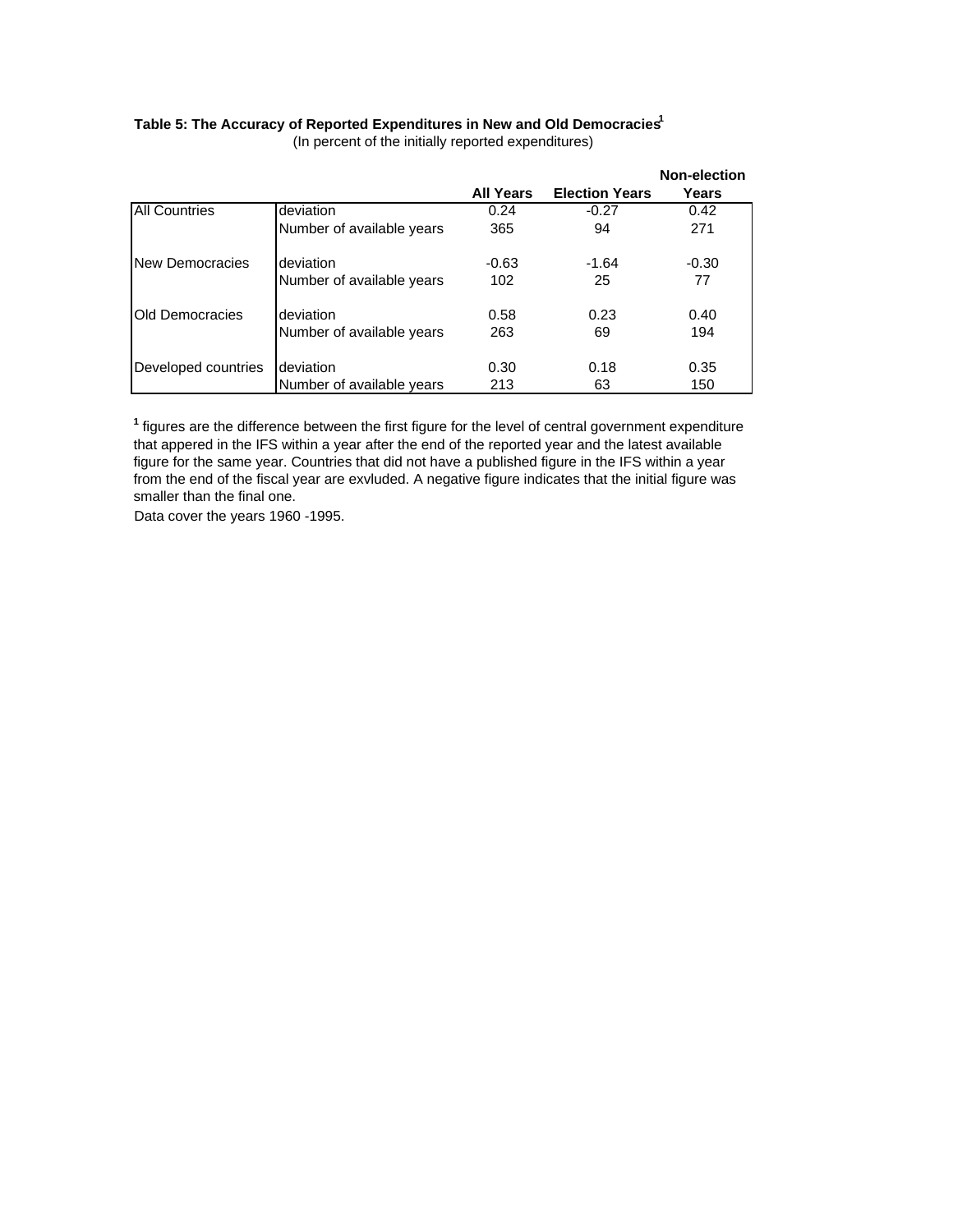**Table 5: The Accuracy of Reported Expenditures in New and Old Democracies[1]**

(In percent of the initially reported expenditures)

| | | All Years | Election Years | Non-election Years |
|---|---|---|---|---|
| All Countries | deviation | 0.24 | -0.27 | 0.42 |
| | Number of available years | 365 | 94 | 271 |
| New Democracies | deviation | -0.63 | -1.64 | -0.30 |
| | Number of available years | 102 | 25 | 77 |
| Old Democracies | deviation | 0.58 | 0.23 | 0.40 |
| | Number of available years | 263 | 69 | 194 |
| Developed countries | deviation | 0.30 | 0.18 | 0.35 |
| | Number of available years | 213 | 63 | 150 |

[1] figures are the difference between the first figure for the level of central government expenditure that appered in the IFS within a year after the end of the reported year and the latest available figure for the same year. Countries that did not have a published figure in the IFS within a year from the end of the fiscal year are exvluded. A negative figure indicates that the initial figure was smaller than the final one.

Data cover the years 1960 -1995.